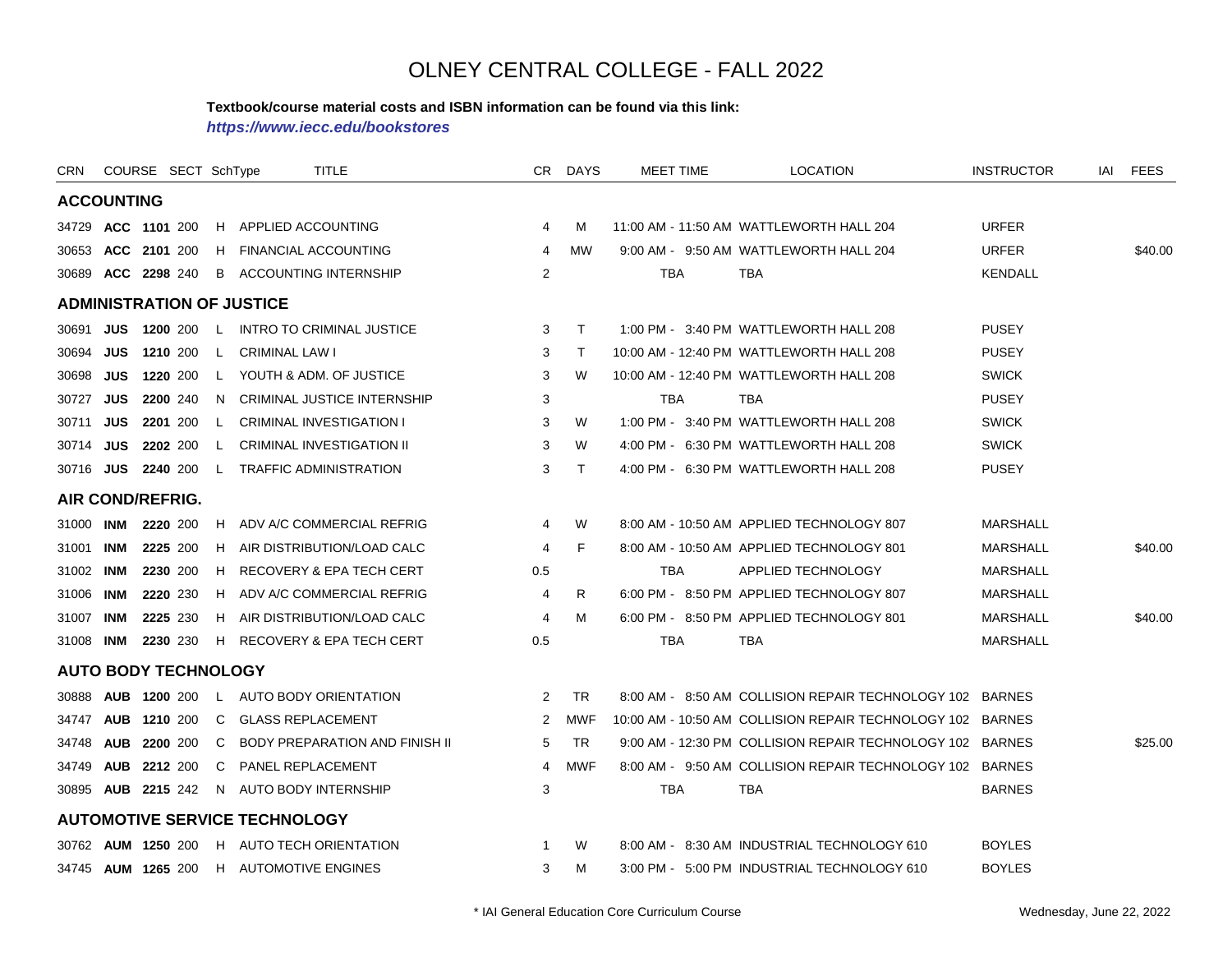# OLNEY CENTRAL COLLEGE - FALL 2022

**Textbook/course material costs and ISBN information can be found via this link:**

***https://www.iecc.edu/bookstores***

| CRN | COURSE | | SECT | SchType | TITLE | CR | DAYS | MEET TIME | LOCATION | INSTRUCTOR | IAI | FEES |
|---|---|---|---|---|---|---|---|---|---|---|---|---|
| **ACCOUNTING** | | | | | | | | | | | | |
| 34729 | **ACC** | **1101** | 200 | H | APPLIED ACCOUNTING | 4 | M | 11:00 AM - 11:50 AM | WATTLEWORTH HALL 204 | URFER | | |
| 30653 | **ACC** | **2101** | 200 | H | FINANCIAL ACCOUNTING | 4 | MW | 9:00 AM - 9:50 AM | WATTLEWORTH HALL 204 | URFER | | $40.00 |
| 30689 | **ACC** | **2298** | 240 | B | ACCOUNTING INTERNSHIP | 2 | | TBA | TBA | KENDALL | | |
| **ADMINISTRATION OF JUSTICE** | | | | | | | | | | | | |
| 30691 | **JUS** | **1200** | 200 | L | INTRO TO CRIMINAL JUSTICE | 3 | T | 1:00 PM - 3:40 PM | WATTLEWORTH HALL 208 | PUSEY | | |
| 30694 | **JUS** | **1210** | 200 | L | CRIMINAL LAW I | 3 | T | 10:00 AM - 12:40 PM | WATTLEWORTH HALL 208 | PUSEY | | |
| 30698 | **JUS** | **1220** | 200 | L | YOUTH & ADM. OF JUSTICE | 3 | W | 10:00 AM - 12:40 PM | WATTLEWORTH HALL 208 | SWICK | | |
| 30727 | **JUS** | **2200** | 240 | N | CRIMINAL JUSTICE INTERNSHIP | 3 | | TBA | TBA | PUSEY | | |
| 30711 | **JUS** | **2201** | 200 | L | CRIMINAL INVESTIGATION I | 3 | W | 1:00 PM - 3:40 PM | WATTLEWORTH HALL 208 | SWICK | | |
| 30714 | **JUS** | **2202** | 200 | L | CRIMINAL INVESTIGATION II | 3 | W | 4:00 PM - 6:30 PM | WATTLEWORTH HALL 208 | SWICK | | |
| 30716 | **JUS** | **2240** | 200 | L | TRAFFIC ADMINISTRATION | 3 | T | 4:00 PM - 6:30 PM | WATTLEWORTH HALL 208 | PUSEY | | |
| **AIR COND/REFRIG.** | | | | | | | | | | | | |
| 31000 | **INM** | **2220** | 200 | H | ADV A/C COMMERCIAL REFRIG | 4 | W | 8:00 AM - 10:50 AM | APPLIED TECHNOLOGY 807 | MARSHALL | | |
| 31001 | **INM** | **2225** | 200 | H | AIR DISTRIBUTION/LOAD CALC | 4 | F | 8:00 AM - 10:50 AM | APPLIED TECHNOLOGY 801 | MARSHALL | | $40.00 |
| 31002 | **INM** | **2230** | 200 | H | RECOVERY & EPA TECH CERT | 0.5 | | TBA | APPLIED TECHNOLOGY | MARSHALL | | |
| 31006 | **INM** | **2220** | 230 | H | ADV A/C COMMERCIAL REFRIG | 4 | R | 6:00 PM - 8:50 PM | APPLIED TECHNOLOGY 807 | MARSHALL | | |
| 31007 | **INM** | **2225** | 230 | H | AIR DISTRIBUTION/LOAD CALC | 4 | M | 6:00 PM - 8:50 PM | APPLIED TECHNOLOGY 801 | MARSHALL | | $40.00 |
| 31008 | **INM** | **2230** | 230 | H | RECOVERY & EPA TECH CERT | 0.5 | | TBA | TBA | MARSHALL | | |
| **AUTO BODY TECHNOLOGY** | | | | | | | | | | | | |
| 30888 | **AUB** | **1200** | 200 | L | AUTO BODY ORIENTATION | 2 | TR | 8:00 AM - 8:50 AM | COLLISION REPAIR TECHNOLOGY 102 | BARNES | | |
| 34747 | **AUB** | **1210** | 200 | C | GLASS REPLACEMENT | 2 | MWF | 10:00 AM - 10:50 AM | COLLISION REPAIR TECHNOLOGY 102 | BARNES | | |
| 34748 | **AUB** | **2200** | 200 | C | BODY PREPARATION AND FINISH II | 5 | TR | 9:00 AM - 12:30 PM | COLLISION REPAIR TECHNOLOGY 102 | BARNES | | $25.00 |
| 34749 | **AUB** | **2212** | 200 | C | PANEL REPLACEMENT | 4 | MWF | 8:00 AM - 9:50 AM | COLLISION REPAIR TECHNOLOGY 102 | BARNES | | |
| 30895 | **AUB** | **2215** | 242 | N | AUTO BODY INTERNSHIP | 3 | | TBA | TBA | BARNES | | |
| **AUTOMOTIVE SERVICE TECHNOLOGY** | | | | | | | | | | | | |
| 30762 | **AUM** | **1250** | 200 | H | AUTO TECH ORIENTATION | 1 | W | 8:00 AM - 8:30 AM | INDUSTRIAL TECHNOLOGY 610 | BOYLES | | |
| 34745 | **AUM** | **1265** | 200 | H | AUTOMOTIVE ENGINES | 3 | M | 3:00 PM - 5:00 PM | INDUSTRIAL TECHNOLOGY 610 | BOYLES | | |

\* IAI General Education Core Curriculum Course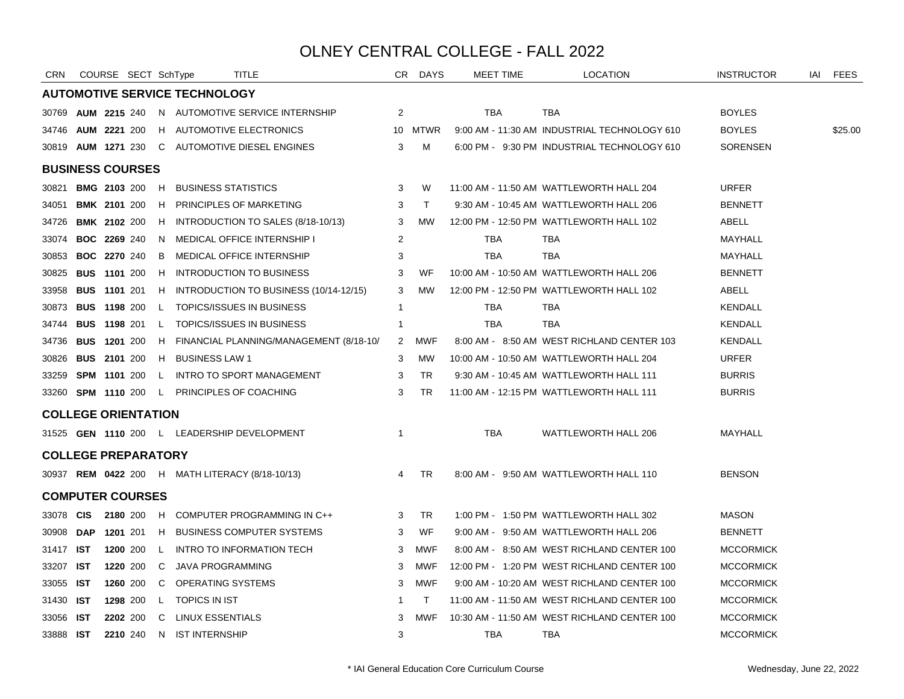# OLNEY CENTRAL COLLEGE - FALL 2022

| CRN | COURSE | SECT | SchType | TITLE | CR | DAYS | MEET TIME | LOCATION | INSTRUCTOR | IAI | FEES |
|---|---|---|---|---|---|---|---|---|---|---|---|
| **AUTOMOTIVE SERVICE TECHNOLOGY** | | | | | | | | | | | |
| 30769 | **AUM 2215** | 240 | N | AUTOMOTIVE SERVICE INTERNSHIP | 2 | | TBA | TBA | BOYLES | | |
| 34746 | **AUM 2221** | 200 | H | AUTOMOTIVE ELECTRONICS | 10 | MTWR | 9:00 AM - 11:30 AM | INDUSTRIAL TECHNOLOGY 610 | BOYLES | | $25.00 |
| 30819 | **AUM 1271** | 230 | C | AUTOMOTIVE DIESEL ENGINES | 3 | M | 6:00 PM - 9:30 PM | INDUSTRIAL TECHNOLOGY 610 | SORENSEN | | |
| **BUSINESS COURSES** | | | | | | | | | | | |
| 30821 | **BMG 2103** | 200 | H | BUSINESS STATISTICS | 3 | W | 11:00 AM - 11:50 AM | WATTLEWORTH HALL 204 | URFER | | |
| 34051 | **BMK 2101** | 200 | H | PRINCIPLES OF MARKETING | 3 | T | 9:30 AM - 10:45 AM | WATTLEWORTH HALL 206 | BENNETT | | |
| 34726 | **BMK 2102** | 200 | H | INTRODUCTION TO SALES (8/18-10/13) | 3 | MW | 12:00 PM - 12:50 PM | WATTLEWORTH HALL 102 | ABELL | | |
| 33074 | **BOC 2269** | 240 | N | MEDICAL OFFICE INTERNSHIP I | 2 | | TBA | TBA | MAYHALL | | |
| 30853 | **BOC 2270** | 240 | B | MEDICAL OFFICE INTERNSHIP | 3 | | TBA | TBA | MAYHALL | | |
| 30825 | **BUS 1101** | 200 | H | INTRODUCTION TO BUSINESS | 3 | WF | 10:00 AM - 10:50 AM | WATTLEWORTH HALL 206 | BENNETT | | |
| 33958 | **BUS 1101** | 201 | H | INTRODUCTION TO BUSINESS (10/14-12/15) | 3 | MW | 12:00 PM - 12:50 PM | WATTLEWORTH HALL 102 | ABELL | | |
| 30873 | **BUS 1198** | 200 | L | TOPICS/ISSUES IN BUSINESS | 1 | | TBA | TBA | KENDALL | | |
| 34744 | **BUS 1198** | 201 | L | TOPICS/ISSUES IN BUSINESS | 1 | | TBA | TBA | KENDALL | | |
| 34736 | **BUS 1201** | 200 | H | FINANCIAL PLANNING/MANAGEMENT (8/18-10/ | 2 | MWF | 8:00 AM - 8:50 AM | WEST RICHLAND CENTER 103 | KENDALL | | |
| 30826 | **BUS 2101** | 200 | H | BUSINESS LAW 1 | 3 | MW | 10:00 AM - 10:50 AM | WATTLEWORTH HALL 204 | URFER | | |
| 33259 | **SPM 1101** | 200 | L | INTRO TO SPORT MANAGEMENT | 3 | TR | 9:30 AM - 10:45 AM | WATTLEWORTH HALL 111 | BURRIS | | |
| 33260 | **SPM 1110** | 200 | L | PRINCIPLES OF COACHING | 3 | TR | 11:00 AM - 12:15 PM | WATTLEWORTH HALL 111 | BURRIS | | |
| **COLLEGE ORIENTATION** | | | | | | | | | | | |
| 31525 | **GEN 1110** | 200 | L | LEADERSHIP DEVELOPMENT | 1 | | TBA | WATTLEWORTH HALL 206 | MAYHALL | | |
| **COLLEGE PREPARATORY** | | | | | | | | | | | |
| 30937 | **REM 0422** | 200 | H | MATH LITERACY (8/18-10/13) | 4 | TR | 8:00 AM - 9:50 AM | WATTLEWORTH HALL 110 | BENSON | | |
| **COMPUTER COURSES** | | | | | | | | | | | |
| 33078 | **CIS 2180** | 200 | H | COMPUTER PROGRAMMING IN C++ | 3 | TR | 1:00 PM - 1:50 PM | WATTLEWORTH HALL 302 | MASON | | |
| 30908 | **DAP 1201** | 201 | H | BUSINESS COMPUTER SYSTEMS | 3 | WF | 9:00 AM - 9:50 AM | WATTLEWORTH HALL 206 | BENNETT | | |
| 31417 | **IST 1200** | 200 | L | INTRO TO INFORMATION TECH | 3 | MWF | 8:00 AM - 8:50 AM | WEST RICHLAND CENTER 100 | MCCORMICK | | |
| 33207 | **IST 1220** | 200 | C | JAVA PROGRAMMING | 3 | MWF | 12:00 PM - 1:20 PM | WEST RICHLAND CENTER 100 | MCCORMICK | | |
| 33055 | **IST 1260** | 200 | C | OPERATING SYSTEMS | 3 | MWF | 9:00 AM - 10:20 AM | WEST RICHLAND CENTER 100 | MCCORMICK | | |
| 31430 | **IST 1298** | 200 | L | TOPICS IN IST | 1 | T | 11:00 AM - 11:50 AM | WEST RICHLAND CENTER 100 | MCCORMICK | | |
| 33056 | **IST 2202** | 200 | C | LINUX ESSENTIALS | 3 | MWF | 10:30 AM - 11:50 AM | WEST RICHLAND CENTER 100 | MCCORMICK | | |
| 33888 | **IST 2210** | 240 | N | IST INTERNSHIP | 3 | | TBA | TBA | MCCORMICK | | |

\* IAI General Education Core Curriculum Course

Wednesday, June 22, 2022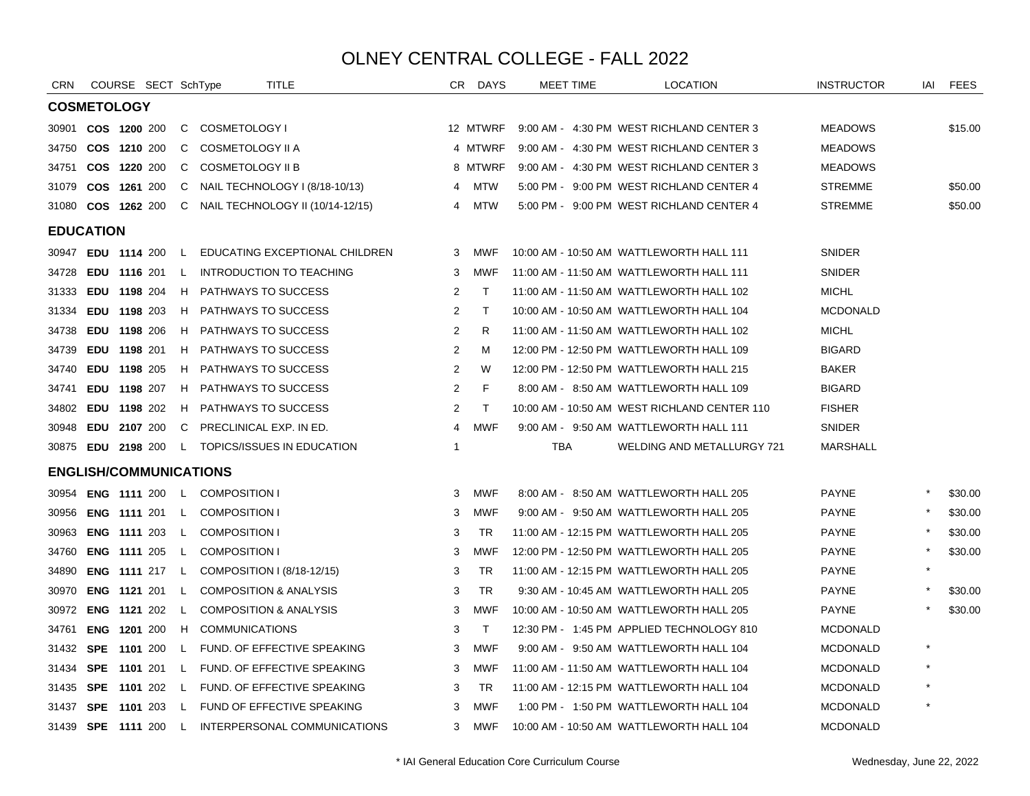# OLNEY CENTRAL COLLEGE - FALL 2022

| CRN | COURSE | | SECT | SchType | TITLE | CR | DAYS | MEET TIME | LOCATION | INSTRUCTOR | IAI | FEES |
|---|---|---|---|---|---|---|---|---|---|---|---|---|
| **COSMETOLOGY** | | | | | | | | | | | | |
| 30901 | **COS** | **1200** | 200 | C | COSMETOLOGY I | 12 | MTWRF | 9:00 AM - 4:30 PM | WEST RICHLAND CENTER 3 | MEADOWS | | $15.00 |
| 34750 | **COS** | **1210** | 200 | C | COSMETOLOGY II A | 4 | MTWRF | 9:00 AM - 4:30 PM | WEST RICHLAND CENTER 3 | MEADOWS | | |
| 34751 | **COS** | **1220** | 200 | C | COSMETOLOGY II B | 8 | MTWRF | 9:00 AM - 4:30 PM | WEST RICHLAND CENTER 3 | MEADOWS | | |
| 31079 | **COS** | **1261** | 200 | C | NAIL TECHNOLOGY I (8/18-10/13) | 4 | MTW | 5:00 PM - 9:00 PM | WEST RICHLAND CENTER 4 | STREMME | | $50.00 |
| 31080 | **COS** | **1262** | 200 | C | NAIL TECHNOLOGY II (10/14-12/15) | 4 | MTW | 5:00 PM - 9:00 PM | WEST RICHLAND CENTER 4 | STREMME | | $50.00 |
| **EDUCATION** | | | | | | | | | | | | |
| 30947 | **EDU** | **1114** | 200 | L | EDUCATING EXCEPTIONAL CHILDREN | 3 | MWF | 10:00 AM - 10:50 AM | WATTLEWORTH HALL 111 | SNIDER | | |
| 34728 | **EDU** | **1116** | 201 | L | INTRODUCTION TO TEACHING | 3 | MWF | 11:00 AM - 11:50 AM | WATTLEWORTH HALL 111 | SNIDER | | |
| 31333 | **EDU** | **1198** | 204 | H | PATHWAYS TO SUCCESS | 2 | T | 11:00 AM - 11:50 AM | WATTLEWORTH HALL 102 | MICHL | | |
| 31334 | **EDU** | **1198** | 203 | H | PATHWAYS TO SUCCESS | 2 | T | 10:00 AM - 10:50 AM | WATTLEWORTH HALL 104 | MCDONALD | | |
| 34738 | **EDU** | **1198** | 206 | H | PATHWAYS TO SUCCESS | 2 | R | 11:00 AM - 11:50 AM | WATTLEWORTH HALL 102 | MICHL | | |
| 34739 | **EDU** | **1198** | 201 | H | PATHWAYS TO SUCCESS | 2 | M | 12:00 PM - 12:50 PM | WATTLEWORTH HALL 109 | BIGARD | | |
| 34740 | **EDU** | **1198** | 205 | H | PATHWAYS TO SUCCESS | 2 | W | 12:00 PM - 12:50 PM | WATTLEWORTH HALL 215 | BAKER | | |
| 34741 | **EDU** | **1198** | 207 | H | PATHWAYS TO SUCCESS | 2 | F | 8:00 AM - 8:50 AM | WATTLEWORTH HALL 109 | BIGARD | | |
| 34802 | **EDU** | **1198** | 202 | H | PATHWAYS TO SUCCESS | 2 | T | 10:00 AM - 10:50 AM | WEST RICHLAND CENTER 110 | FISHER | | |
| 30948 | **EDU** | **2107** | 200 | C | PRECLINICAL EXP. IN ED. | 4 | MWF | 9:00 AM - 9:50 AM | WATTLEWORTH HALL 111 | SNIDER | | |
| 30875 | **EDU** | **2198** | 200 | L | TOPICS/ISSUES IN EDUCATION | 1 | | TBA | WELDING AND METALLURGY 721 | MARSHALL | | |
| **ENGLISH/COMMUNICATIONS** | | | | | | | | | | | | |
| 30954 | **ENG** | **1111** | 200 | L | COMPOSITION I | 3 | MWF | 8:00 AM - 8:50 AM | WATTLEWORTH HALL 205 | PAYNE | * | $30.00 |
| 30956 | **ENG** | **1111** | 201 | L | COMPOSITION I | 3 | MWF | 9:00 AM - 9:50 AM | WATTLEWORTH HALL 205 | PAYNE | * | $30.00 |
| 30963 | **ENG** | **1111** | 203 | L | COMPOSITION I | 3 | TR | 11:00 AM - 12:15 PM | WATTLEWORTH HALL 205 | PAYNE | * | $30.00 |
| 34760 | **ENG** | **1111** | 205 | L | COMPOSITION I | 3 | MWF | 12:00 PM - 12:50 PM | WATTLEWORTH HALL 205 | PAYNE | * | $30.00 |
| 34890 | **ENG** | **1111** | 217 | L | COMPOSITION I (8/18-12/15) | 3 | TR | 11:00 AM - 12:15 PM | WATTLEWORTH HALL 205 | PAYNE | * | |
| 30970 | **ENG** | **1121** | 201 | L | COMPOSITION & ANALYSIS | 3 | TR | 9:30 AM - 10:45 AM | WATTLEWORTH HALL 205 | PAYNE | * | $30.00 |
| 30972 | **ENG** | **1121** | 202 | L | COMPOSITION & ANALYSIS | 3 | MWF | 10:00 AM - 10:50 AM | WATTLEWORTH HALL 205 | PAYNE | * | $30.00 |
| 34761 | **ENG** | **1201** | 200 | H | COMMUNICATIONS | 3 | T | 12:30 PM - 1:45 PM | APPLIED TECHNOLOGY 810 | MCDONALD | | |
| 31432 | **SPE** | **1101** | 200 | L | FUND. OF EFFECTIVE SPEAKING | 3 | MWF | 9:00 AM - 9:50 AM | WATTLEWORTH HALL 104 | MCDONALD | * | |
| 31434 | **SPE** | **1101** | 201 | L | FUND. OF EFFECTIVE SPEAKING | 3 | MWF | 11:00 AM - 11:50 AM | WATTLEWORTH HALL 104 | MCDONALD | * | |
| 31435 | **SPE** | **1101** | 202 | L | FUND. OF EFFECTIVE SPEAKING | 3 | TR | 11:00 AM - 12:15 PM | WATTLEWORTH HALL 104 | MCDONALD | * | |
| 31437 | **SPE** | **1101** | 203 | L | FUND OF EFFECTIVE SPEAKING | 3 | MWF | 1:00 PM - 1:50 PM | WATTLEWORTH HALL 104 | MCDONALD | * | |
| 31439 | **SPE** | **1111** | 200 | L | INTERPERSONAL COMMUNICATIONS | 3 | MWF | 10:00 AM - 10:50 AM | WATTLEWORTH HALL 104 | MCDONALD | | |

* IAI General Education Core Curriculum Course

Wednesday, June 22, 2022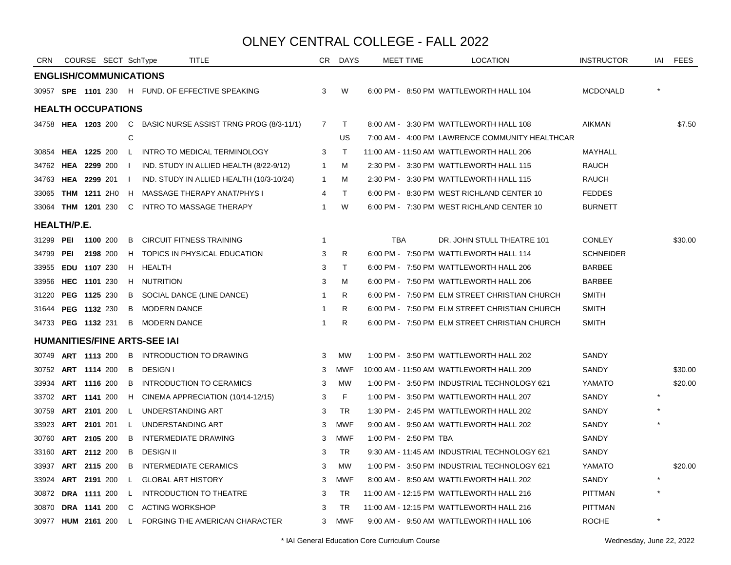# OLNEY CENTRAL COLLEGE - FALL 2022

| CRN | COURSE | SECT | SchType | TITLE | CR | DAYS | MEET TIME | LOCATION | INSTRUCTOR | IAI | FEES |
|---|---|---|---|---|---|---|---|---|---|---|---|
| **ENGLISH/COMMUNICATIONS** | | | | | | | | | | | |
| 30957 | **SPE 1101** | 230 | H | FUND. OF EFFECTIVE SPEAKING | 3 | W | 6:00 PM - 8:50 PM | WATTLEWORTH HALL 104 | MCDONALD | * | |
| **HEALTH OCCUPATIONS** | | | | | | | | | | | |
| 34758 | **HEA 1203** | 200 | C | BASIC NURSE ASSIST TRNG PROG (8/3-11/1) | 7 | T | 8:00 AM - 3:30 PM | WATTLEWORTH HALL 108 | AIKMAN | | $7.50 |
| | | | C | | | US | 7:00 AM - 4:00 PM | LAWRENCE COMMUNITY HEALTHCAR | | | |
| 30854 | **HEA 1225** | 200 | L | INTRO TO MEDICAL TERMINOLOGY | 3 | T | 11:00 AM - 11:50 AM | WATTLEWORTH HALL 206 | MAYHALL | | |
| 34762 | **HEA 2299** | 200 | I | IND. STUDY IN ALLIED HEALTH (8/22-9/12) | 1 | M | 2:30 PM - 3:30 PM | WATTLEWORTH HALL 115 | RAUCH | | |
| 34763 | **HEA 2299** | 201 | I | IND. STUDY IN ALLIED HEALTH (10/3-10/24) | 1 | M | 2:30 PM - 3:30 PM | WATTLEWORTH HALL 115 | RAUCH | | |
| 33065 | **THM 1211** | 2H0 | H | MASSAGE THERAPY ANAT/PHYS I | 4 | T | 6:00 PM - 8:30 PM | WEST RICHLAND CENTER 10 | FEDDES | | |
| 33064 | **THM 1201** | 230 | C | INTRO TO MASSAGE THERAPY | 1 | W | 6:00 PM - 7:30 PM | WEST RICHLAND CENTER 10 | BURNETT | | |
| **HEALTH/P.E.** | | | | | | | | | | | |
| 31299 | **PEI 1100** | 200 | B | CIRCUIT FITNESS TRAINING | 1 | | TBA | DR. JOHN STULL THEATRE 101 | CONLEY | | $30.00 |
| 34799 | **PEI 2198** | 200 | H | TOPICS IN PHYSICAL EDUCATION | 3 | R | 6:00 PM - 7:50 PM | WATTLEWORTH HALL 114 | SCHNEIDER | | |
| 33955 | **EDU 1107** | 230 | H | HEALTH | 3 | T | 6:00 PM - 7:50 PM | WATTLEWORTH HALL 206 | BARBEE | | |
| 33956 | **HEC 1101** | 230 | H | NUTRITION | 3 | M | 6:00 PM - 7:50 PM | WATTLEWORTH HALL 206 | BARBEE | | |
| 31220 | **PEG 1125** | 230 | B | SOCIAL DANCE (LINE DANCE) | 1 | R | 6:00 PM - 7:50 PM | ELM STREET CHRISTIAN CHURCH | SMITH | | |
| 31644 | **PEG 1132** | 230 | B | MODERN DANCE | 1 | R | 6:00 PM - 7:50 PM | ELM STREET CHRISTIAN CHURCH | SMITH | | |
| 34733 | **PEG 1132** | 231 | B | MODERN DANCE | 1 | R | 6:00 PM - 7:50 PM | ELM STREET CHRISTIAN CHURCH | SMITH | | |
| **HUMANITIES/FINE ARTS-SEE IAI** | | | | | | | | | | | |
| 30749 | **ART 1113** | 200 | B | INTRODUCTION TO DRAWING | 3 | MW | 1:00 PM - 3:50 PM | WATTLEWORTH HALL 202 | SANDY | | |
| 30752 | **ART 1114** | 200 | B | DESIGN I | 3 | MWF | 10:00 AM - 11:50 AM | WATTLEWORTH HALL 209 | SANDY | | $30.00 |
| 33934 | **ART 1116** | 200 | B | INTRODUCTION TO CERAMICS | 3 | MW | 1:00 PM - 3:50 PM | INDUSTRIAL TECHNOLOGY 621 | YAMATO | | $20.00 |
| 33702 | **ART 1141** | 200 | H | CINEMA APPRECIATION (10/14-12/15) | 3 | F | 1:00 PM - 3:50 PM | WATTLEWORTH HALL 207 | SANDY | * | |
| 30759 | **ART 2101** | 200 | L | UNDERSTANDING ART | 3 | TR | 1:30 PM - 2:45 PM | WATTLEWORTH HALL 202 | SANDY | * | |
| 33923 | **ART 2101** | 201 | L | UNDERSTANDING ART | 3 | MWF | 9:00 AM - 9:50 AM | WATTLEWORTH HALL 202 | SANDY | * | |
| 30760 | **ART 2105** | 200 | B | INTERMEDIATE DRAWING | 3 | MWF | 1:00 PM - 2:50 PM | TBA | SANDY | | |
| 33160 | **ART 2112** | 200 | B | DESIGN II | 3 | TR | 9:30 AM - 11:45 AM | INDUSTRIAL TECHNOLOGY 621 | SANDY | | |
| 33937 | **ART 2115** | 200 | B | INTERMEDIATE CERAMICS | 3 | MW | 1:00 PM - 3:50 PM | INDUSTRIAL TECHNOLOGY 621 | YAMATO | | $20.00 |
| 33924 | **ART 2191** | 200 | L | GLOBAL ART HISTORY | 3 | MWF | 8:00 AM - 8:50 AM | WATTLEWORTH HALL 202 | SANDY | * | |
| 30872 | **DRA 1111** | 200 | L | INTRODUCTION TO THEATRE | 3 | TR | 11:00 AM - 12:15 PM | WATTLEWORTH HALL 216 | PITTMAN | * | |
| 30870 | **DRA 1141** | 200 | C | ACTING WORKSHOP | 3 | TR | 11:00 AM - 12:15 PM | WATTLEWORTH HALL 216 | PITTMAN | | |
| 30977 | **HUM 2161** | 200 | L | FORGING THE AMERICAN CHARACTER | 3 | MWF | 9:00 AM - 9:50 AM | WATTLEWORTH HALL 106 | ROCHE | * | |

\* IAI General Education Core Curriculum Course

Wednesday, June 22, 2022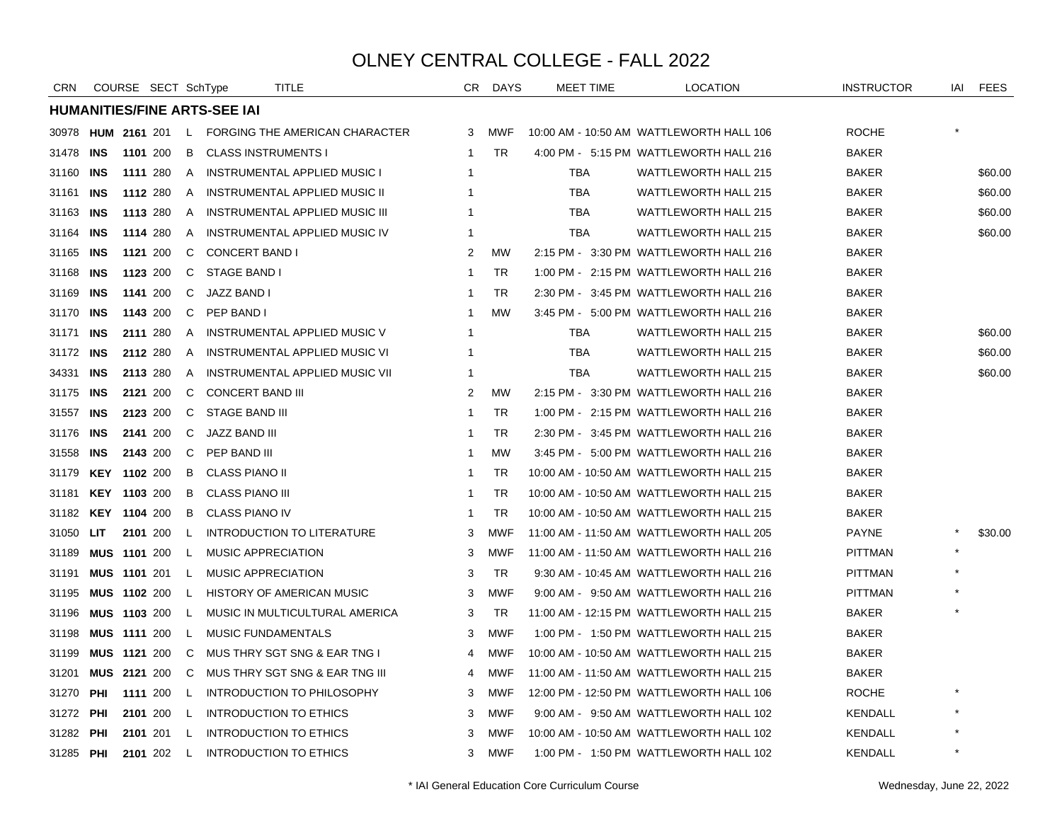# OLNEY CENTRAL COLLEGE - FALL 2022

| CRN | COURSE | | SECT | SchType | TITLE | CR | DAYS | MEET TIME | LOCATION | INSTRUCTOR | IAI | FEES |
|---|---|---|---|---|---|---|---|---|---|---|---|---|
| **HUMANITIES/FINE ARTS-SEE IAI** | | | | | | | | | | | | |
| 30978 | **HUM** | **2161** | 201 | L | FORGING THE AMERICAN CHARACTER | 3 | MWF | 10:00 AM - 10:50 AM | WATTLEWORTH HALL 106 | ROCHE | * | |
| 31478 | **INS** | **1101** | 200 | B | CLASS INSTRUMENTS I | 1 | TR | 4:00 PM - 5:15 PM | WATTLEWORTH HALL 216 | BAKER | | |
| 31160 | **INS** | **1111** | 280 | A | INSTRUMENTAL APPLIED MUSIC I | 1 | | TBA | WATTLEWORTH HALL 215 | BAKER | | $60.00 |
| 31161 | **INS** | **1112** | 280 | A | INSTRUMENTAL APPLIED MUSIC II | 1 | | TBA | WATTLEWORTH HALL 215 | BAKER | | $60.00 |
| 31163 | **INS** | **1113** | 280 | A | INSTRUMENTAL APPLIED MUSIC III | 1 | | TBA | WATTLEWORTH HALL 215 | BAKER | | $60.00 |
| 31164 | **INS** | **1114** | 280 | A | INSTRUMENTAL APPLIED MUSIC IV | 1 | | TBA | WATTLEWORTH HALL 215 | BAKER | | $60.00 |
| 31165 | **INS** | **1121** | 200 | C | CONCERT BAND I | 2 | MW | 2:15 PM - 3:30 PM | WATTLEWORTH HALL 216 | BAKER | | |
| 31168 | **INS** | **1123** | 200 | C | STAGE BAND I | 1 | TR | 1:00 PM - 2:15 PM | WATTLEWORTH HALL 216 | BAKER | | |
| 31169 | **INS** | **1141** | 200 | C | JAZZ BAND I | 1 | TR | 2:30 PM - 3:45 PM | WATTLEWORTH HALL 216 | BAKER | | |
| 31170 | **INS** | **1143** | 200 | C | PEP BAND I | 1 | MW | 3:45 PM - 5:00 PM | WATTLEWORTH HALL 216 | BAKER | | |
| 31171 | **INS** | **2111** | 280 | A | INSTRUMENTAL APPLIED MUSIC V | 1 | | TBA | WATTLEWORTH HALL 215 | BAKER | | $60.00 |
| 31172 | **INS** | **2112** | 280 | A | INSTRUMENTAL APPLIED MUSIC VI | 1 | | TBA | WATTLEWORTH HALL 215 | BAKER | | $60.00 |
| 34331 | **INS** | **2113** | 280 | A | INSTRUMENTAL APPLIED MUSIC VII | 1 | | TBA | WATTLEWORTH HALL 215 | BAKER | | $60.00 |
| 31175 | **INS** | **2121** | 200 | C | CONCERT BAND III | 2 | MW | 2:15 PM - 3:30 PM | WATTLEWORTH HALL 216 | BAKER | | |
| 31557 | **INS** | **2123** | 200 | C | STAGE BAND III | 1 | TR | 1:00 PM - 2:15 PM | WATTLEWORTH HALL 216 | BAKER | | |
| 31176 | **INS** | **2141** | 200 | C | JAZZ BAND III | 1 | TR | 2:30 PM - 3:45 PM | WATTLEWORTH HALL 216 | BAKER | | |
| 31558 | **INS** | **2143** | 200 | C | PEP BAND III | 1 | MW | 3:45 PM - 5:00 PM | WATTLEWORTH HALL 216 | BAKER | | |
| 31179 | **KEY** | **1102** | 200 | B | CLASS PIANO II | 1 | TR | 10:00 AM - 10:50 AM | WATTLEWORTH HALL 215 | BAKER | | |
| 31181 | **KEY** | **1103** | 200 | B | CLASS PIANO III | 1 | TR | 10:00 AM - 10:50 AM | WATTLEWORTH HALL 215 | BAKER | | |
| 31182 | **KEY** | **1104** | 200 | B | CLASS PIANO IV | 1 | TR | 10:00 AM - 10:50 AM | WATTLEWORTH HALL 215 | BAKER | | |
| 31050 | **LIT** | **2101** | 200 | L | INTRODUCTION TO LITERATURE | 3 | MWF | 11:00 AM - 11:50 AM | WATTLEWORTH HALL 205 | PAYNE | * | $30.00 |
| 31189 | **MUS** | **1101** | 200 | L | MUSIC APPRECIATION | 3 | MWF | 11:00 AM - 11:50 AM | WATTLEWORTH HALL 216 | PITTMAN | * | |
| 31191 | **MUS** | **1101** | 201 | L | MUSIC APPRECIATION | 3 | TR | 9:30 AM - 10:45 AM | WATTLEWORTH HALL 216 | PITTMAN | * | |
| 31195 | **MUS** | **1102** | 200 | L | HISTORY OF AMERICAN MUSIC | 3 | MWF | 9:00 AM - 9:50 AM | WATTLEWORTH HALL 216 | PITTMAN | * | |
| 31196 | **MUS** | **1103** | 200 | L | MUSIC IN MULTICULTURAL AMERICA | 3 | TR | 11:00 AM - 12:15 PM | WATTLEWORTH HALL 215 | BAKER | * | |
| 31198 | **MUS** | **1111** | 200 | L | MUSIC FUNDAMENTALS | 3 | MWF | 1:00 PM - 1:50 PM | WATTLEWORTH HALL 215 | BAKER | | |
| 31199 | **MUS** | **1121** | 200 | C | MUS THRY SGT SNG & EAR TNG I | 4 | MWF | 10:00 AM - 10:50 AM | WATTLEWORTH HALL 215 | BAKER | | |
| 31201 | **MUS** | **2121** | 200 | C | MUS THRY SGT SNG & EAR TNG III | 4 | MWF | 11:00 AM - 11:50 AM | WATTLEWORTH HALL 215 | BAKER | | |
| 31270 | **PHI** | **1111** | 200 | L | INTRODUCTION TO PHILOSOPHY | 3 | MWF | 12:00 PM - 12:50 PM | WATTLEWORTH HALL 106 | ROCHE | * | |
| 31272 | **PHI** | **2101** | 200 | L | INTRODUCTION TO ETHICS | 3 | MWF | 9:00 AM - 9:50 AM | WATTLEWORTH HALL 102 | KENDALL | * | |
| 31282 | **PHI** | **2101** | 201 | L | INTRODUCTION TO ETHICS | 3 | MWF | 10:00 AM - 10:50 AM | WATTLEWORTH HALL 102 | KENDALL | * | |
| 31285 | **PHI** | **2101** | 202 | L | INTRODUCTION TO ETHICS | 3 | MWF | 1:00 PM - 1:50 PM | WATTLEWORTH HALL 102 | KENDALL | * | |

* IAI General Education Core Curriculum Course

Wednesday, June 22, 2022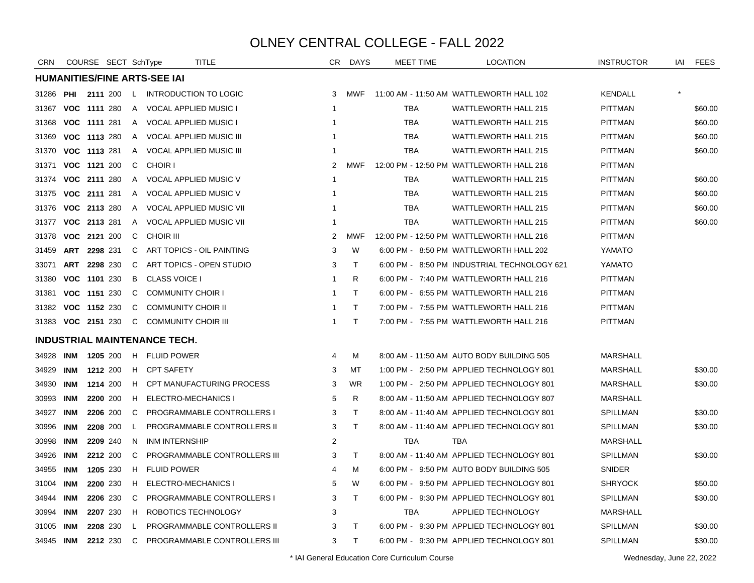# OLNEY CENTRAL COLLEGE - FALL 2022

| CRN | COURSE | | SECT | SchType | TITLE | CR | DAYS | MEET TIME | LOCATION | INSTRUCTOR | IAI | FEES |
|---|---|---|---|---|---|---|---|---|---|---|---|---|
| **HUMANITIES/FINE ARTS-SEE IAI** | | | | | | | | | | | | |
| 31286 | **PHI** | **2111** | 200 | L | INTRODUCTION TO LOGIC | 3 | MWF | 11:00 AM - 11:50 AM | WATTLEWORTH HALL 102 | KENDALL | * | |
| 31367 | **VOC** | **1111** | 280 | A | VOCAL APPLIED MUSIC I | 1 | | TBA | WATTLEWORTH HALL 215 | PITTMAN | | $60.00 |
| 31368 | **VOC** | **1111** | 281 | A | VOCAL APPLIED MUSIC I | 1 | | TBA | WATTLEWORTH HALL 215 | PITTMAN | | $60.00 |
| 31369 | **VOC** | **1113** | 280 | A | VOCAL APPLIED MUSIC III | 1 | | TBA | WATTLEWORTH HALL 215 | PITTMAN | | $60.00 |
| 31370 | **VOC** | **1113** | 281 | A | VOCAL APPLIED MUSIC III | 1 | | TBA | WATTLEWORTH HALL 215 | PITTMAN | | $60.00 |
| 31371 | **VOC** | **1121** | 200 | C | CHOIR I | 2 | MWF | 12:00 PM - 12:50 PM | WATTLEWORTH HALL 216 | PITTMAN | | |
| 31374 | **VOC** | **2111** | 280 | A | VOCAL APPLIED MUSIC V | 1 | | TBA | WATTLEWORTH HALL 215 | PITTMAN | | $60.00 |
| 31375 | **VOC** | **2111** | 281 | A | VOCAL APPLIED MUSIC V | 1 | | TBA | WATTLEWORTH HALL 215 | PITTMAN | | $60.00 |
| 31376 | **VOC** | **2113** | 280 | A | VOCAL APPLIED MUSIC VII | 1 | | TBA | WATTLEWORTH HALL 215 | PITTMAN | | $60.00 |
| 31377 | **VOC** | **2113** | 281 | A | VOCAL APPLIED MUSIC VII | 1 | | TBA | WATTLEWORTH HALL 215 | PITTMAN | | $60.00 |
| 31378 | **VOC** | **2121** | 200 | C | CHOIR III | 2 | MWF | 12:00 PM - 12:50 PM | WATTLEWORTH HALL 216 | PITTMAN | | |
| 31459 | **ART** | **2298** | 231 | C | ART TOPICS - OIL PAINTING | 3 | W | 6:00 PM - 8:50 PM | WATTLEWORTH HALL 202 | YAMATO | | |
| 33071 | **ART** | **2298** | 230 | C | ART TOPICS - OPEN STUDIO | 3 | T | 6:00 PM - 8:50 PM | INDUSTRIAL TECHNOLOGY 621 | YAMATO | | |
| 31380 | **VOC** | **1101** | 230 | B | CLASS VOICE I | 1 | R | 6:00 PM - 7:40 PM | WATTLEWORTH HALL 216 | PITTMAN | | |
| 31381 | **VOC** | **1151** | 230 | C | COMMUNITY CHOIR I | 1 | T | 6:00 PM - 6:55 PM | WATTLEWORTH HALL 216 | PITTMAN | | |
| 31382 | **VOC** | **1152** | 230 | C | COMMUNITY CHOIR II | 1 | T | 7:00 PM - 7:55 PM | WATTLEWORTH HALL 216 | PITTMAN | | |
| 31383 | **VOC** | **2151** | 230 | C | COMMUNITY CHOIR III | 1 | T | 7:00 PM - 7:55 PM | WATTLEWORTH HALL 216 | PITTMAN | | |
| **INDUSTRIAL MAINTENANCE TECH.** | | | | | | | | | | | | |
| 34928 | **INM** | **1205** | 200 | H | FLUID POWER | 4 | M | 8:00 AM - 11:50 AM | AUTO BODY BUILDING 505 | MARSHALL | | |
| 34929 | **INM** | **1212** | 200 | H | CPT SAFETY | 3 | MT | 1:00 PM - 2:50 PM | APPLIED TECHNOLOGY 801 | MARSHALL | | $30.00 |
| 34930 | **INM** | **1214** | 200 | H | CPT MANUFACTURING PROCESS | 3 | WR | 1:00 PM - 2:50 PM | APPLIED TECHNOLOGY 801 | MARSHALL | | $30.00 |
| 30993 | **INM** | **2200** | 200 | H | ELECTRO-MECHANICS I | 5 | R | 8:00 AM - 11:50 AM | APPLIED TECHNOLOGY 807 | MARSHALL | | |
| 34927 | **INM** | **2206** | 200 | C | PROGRAMMABLE CONTROLLERS I | 3 | T | 8:00 AM - 11:40 AM | APPLIED TECHNOLOGY 801 | SPILLMAN | | $30.00 |
| 30996 | **INM** | **2208** | 200 | L | PROGRAMMABLE CONTROLLERS II | 3 | T | 8:00 AM - 11:40 AM | APPLIED TECHNOLOGY 801 | SPILLMAN | | $30.00 |
| 30998 | **INM** | **2209** | 240 | N | INM INTERNSHIP | 2 | | TBA | TBA | MARSHALL | | |
| 34926 | **INM** | **2212** | 200 | C | PROGRAMMABLE CONTROLLERS III | 3 | T | 8:00 AM - 11:40 AM | APPLIED TECHNOLOGY 801 | SPILLMAN | | $30.00 |
| 34955 | **INM** | **1205** | 230 | H | FLUID POWER | 4 | M | 6:00 PM - 9:50 PM | AUTO BODY BUILDING 505 | SNIDER | | |
| 31004 | **INM** | **2200** | 230 | H | ELECTRO-MECHANICS I | 5 | W | 6:00 PM - 9:50 PM | APPLIED TECHNOLOGY 801 | SHRYOCK | | $50.00 |
| 34944 | **INM** | **2206** | 230 | C | PROGRAMMABLE CONTROLLERS I | 3 | T | 6:00 PM - 9:30 PM | APPLIED TECHNOLOGY 801 | SPILLMAN | | $30.00 |
| 30994 | **INM** | **2207** | 230 | H | ROBOTICS TECHNOLOGY | 3 | | TBA | APPLIED TECHNOLOGY | MARSHALL | | |
| 31005 | **INM** | **2208** | 230 | L | PROGRAMMABLE CONTROLLERS II | 3 | T | 6:00 PM - 9:30 PM | APPLIED TECHNOLOGY 801 | SPILLMAN | | $30.00 |
| 34945 | **INM** | **2212** | 230 | C | PROGRAMMABLE CONTROLLERS III | 3 | T | 6:00 PM - 9:30 PM | APPLIED TECHNOLOGY 801 | SPILLMAN | | $30.00 |

* IAI General Education Core Curriculum Course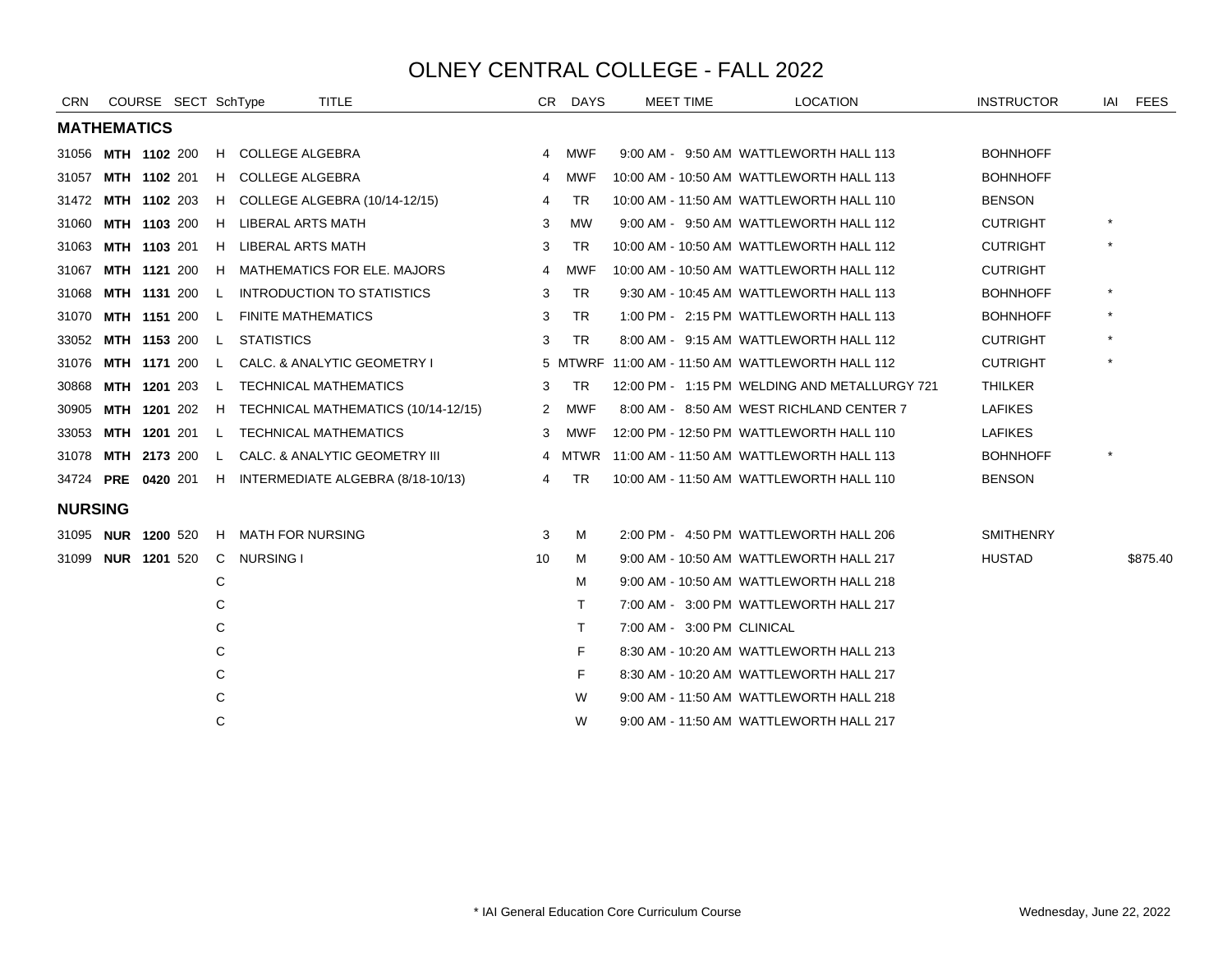# OLNEY CENTRAL COLLEGE - FALL 2022

| CRN | COURSE | SECT | SchType | TITLE | CR | DAYS | MEET TIME | LOCATION | INSTRUCTOR | IAI | FEES |
|---|---|---|---|---|---|---|---|---|---|---|---|
| **MATHEMATICS** | | | | | | | | | | | |
| 31056 | **MTH 1102** | 200 | H | COLLEGE ALGEBRA | 4 | MWF | 9:00 AM - 9:50 AM | WATTLEWORTH HALL 113 | BOHNHOFF | | |
| 31057 | **MTH 1102** | 201 | H | COLLEGE ALGEBRA | 4 | MWF | 10:00 AM - 10:50 AM | WATTLEWORTH HALL 113 | BOHNHOFF | | |
| 31472 | **MTH 1102** | 203 | H | COLLEGE ALGEBRA (10/14-12/15) | 4 | TR | 10:00 AM - 11:50 AM | WATTLEWORTH HALL 110 | BENSON | | |
| 31060 | **MTH 1103** | 200 | H | LIBERAL ARTS MATH | 3 | MW | 9:00 AM - 9:50 AM | WATTLEWORTH HALL 112 | CUTRIGHT | * | |
| 31063 | **MTH 1103** | 201 | H | LIBERAL ARTS MATH | 3 | TR | 10:00 AM - 10:50 AM | WATTLEWORTH HALL 112 | CUTRIGHT | * | |
| 31067 | **MTH 1121** | 200 | H | MATHEMATICS FOR ELE. MAJORS | 4 | MWF | 10:00 AM - 10:50 AM | WATTLEWORTH HALL 112 | CUTRIGHT | | |
| 31068 | **MTH 1131** | 200 | L | INTRODUCTION TO STATISTICS | 3 | TR | 9:30 AM - 10:45 AM | WATTLEWORTH HALL 113 | BOHNHOFF | * | |
| 31070 | **MTH 1151** | 200 | L | FINITE MATHEMATICS | 3 | TR | 1:00 PM - 2:15 PM | WATTLEWORTH HALL 113 | BOHNHOFF | * | |
| 33052 | **MTH 1153** | 200 | L | STATISTICS | 3 | TR | 8:00 AM - 9:15 AM | WATTLEWORTH HALL 112 | CUTRIGHT | * | |
| 31076 | **MTH 1171** | 200 | L | CALC. & ANALYTIC GEOMETRY I | 5 | MTWRF | 11:00 AM - 11:50 AM | WATTLEWORTH HALL 112 | CUTRIGHT | * | |
| 30868 | **MTH 1201** | 203 | L | TECHNICAL MATHEMATICS | 3 | TR | 12:00 PM - 1:15 PM | WELDING AND METALLURGY 721 | THILKER | | |
| 30905 | **MTH 1201** | 202 | H | TECHNICAL MATHEMATICS (10/14-12/15) | 2 | MWF | 8:00 AM - 8:50 AM | WEST RICHLAND CENTER 7 | LAFIKES | | |
| 33053 | **MTH 1201** | 201 | L | TECHNICAL MATHEMATICS | 3 | MWF | 12:00 PM - 12:50 PM | WATTLEWORTH HALL 110 | LAFIKES | | |
| 31078 | **MTH 2173** | 200 | L | CALC. & ANALYTIC GEOMETRY III | 4 | MTWR | 11:00 AM - 11:50 AM | WATTLEWORTH HALL 113 | BOHNHOFF | * | |
| 34724 | **PRE 0420** | 201 | H | INTERMEDIATE ALGEBRA (8/18-10/13) | 4 | TR | 10:00 AM - 11:50 AM | WATTLEWORTH HALL 110 | BENSON | | |
| **NURSING** | | | | | | | | | | | |
| 31095 | **NUR 1200** | 520 | H | MATH FOR NURSING | 3 | M | 2:00 PM - 4:50 PM | WATTLEWORTH HALL 206 | SMITHENRY | | |
| 31099 | **NUR 1201** | 520 | C | NURSING I | 10 | M | 9:00 AM - 10:50 AM | WATTLEWORTH HALL 217 | HUSTAD | | $875.40 |
| | | | C | | | M | 9:00 AM - 10:50 AM | WATTLEWORTH HALL 218 | | | |
| | | | C | | | T | 7:00 AM - 3:00 PM | WATTLEWORTH HALL 217 | | | |
| | | | C | | | T | 7:00 AM - 3:00 PM | CLINICAL | | | |
| | | | C | | | F | 8:30 AM - 10:20 AM | WATTLEWORTH HALL 213 | | | |
| | | | C | | | F | 8:30 AM - 10:20 AM | WATTLEWORTH HALL 217 | | | |
| | | | C | | | W | 9:00 AM - 11:50 AM | WATTLEWORTH HALL 218 | | | |
| | | | C | | | W | 9:00 AM - 11:50 AM | WATTLEWORTH HALL 217 | | | |

\* IAI General Education Core Curriculum Course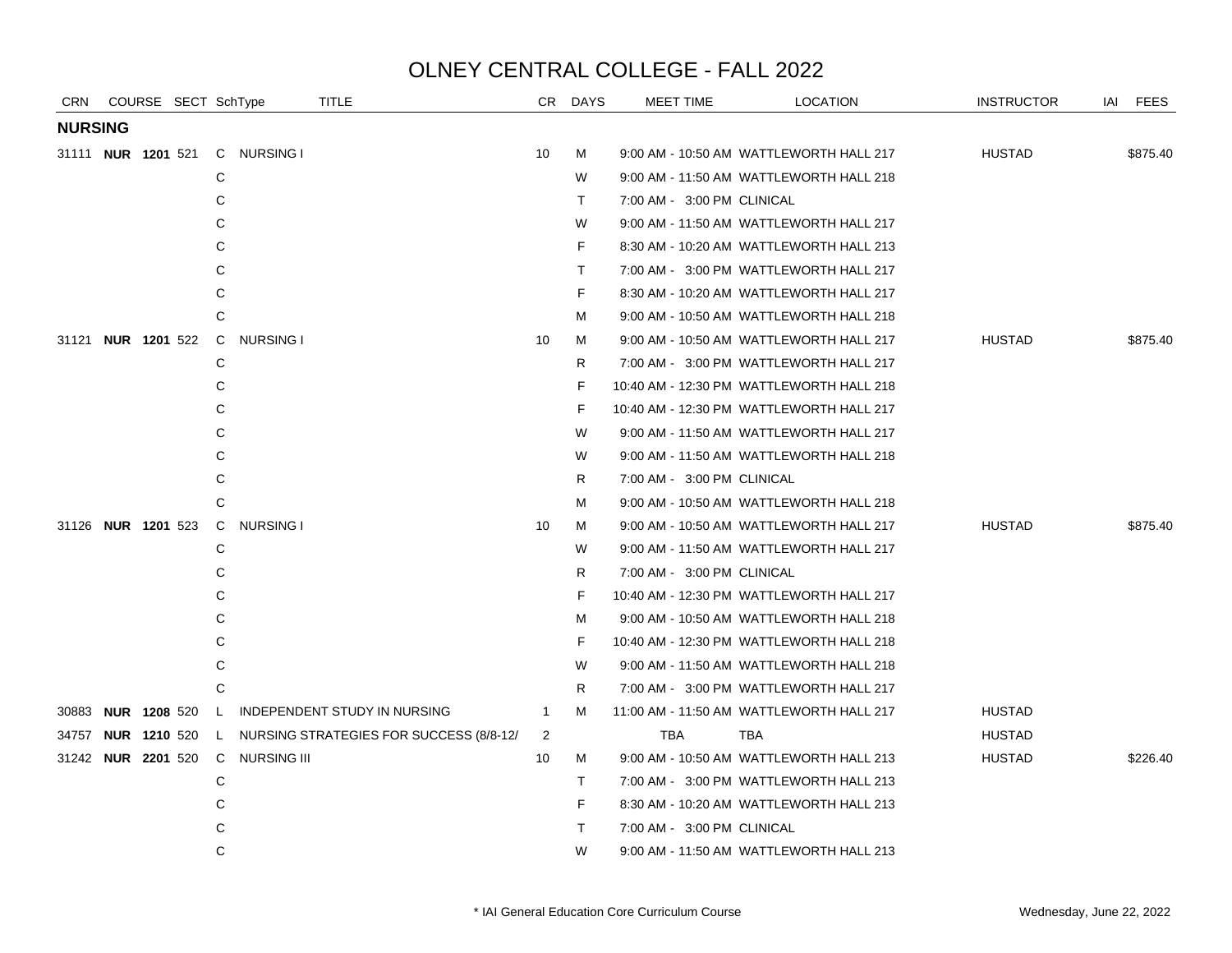# OLNEY CENTRAL COLLEGE - FALL 2022

| CRN | COURSE | SECT | SchType | TITLE | CR | DAYS | MEET TIME | LOCATION | INSTRUCTOR | IAI | FEES |
|---|---|---|---|---|---|---|---|---|---|---|---|
| **NURSING** | | | | | | | | | | | |
| 31111 | **NUR 1201** | 521 | C | NURSING I | 10 | M | 9:00 AM - 10:50 AM | WATTLEWORTH HALL 217 | HUSTAD | | $875.40 |
| | | | C | | | W | 9:00 AM - 11:50 AM | WATTLEWORTH HALL 218 | | | |
| | | | C | | | T | 7:00 AM - 3:00 PM | CLINICAL | | | |
| | | | C | | | W | 9:00 AM - 11:50 AM | WATTLEWORTH HALL 217 | | | |
| | | | C | | | F | 8:30 AM - 10:20 AM | WATTLEWORTH HALL 213 | | | |
| | | | C | | | T | 7:00 AM - 3:00 PM | WATTLEWORTH HALL 217 | | | |
| | | | C | | | F | 8:30 AM - 10:20 AM | WATTLEWORTH HALL 217 | | | |
| | | | C | | | M | 9:00 AM - 10:50 AM | WATTLEWORTH HALL 218 | | | |
| 31121 | **NUR 1201** | 522 | C | NURSING I | 10 | M | 9:00 AM - 10:50 AM | WATTLEWORTH HALL 217 | HUSTAD | | $875.40 |
| | | | C | | | R | 7:00 AM - 3:00 PM | WATTLEWORTH HALL 217 | | | |
| | | | C | | | F | 10:40 AM - 12:30 PM | WATTLEWORTH HALL 218 | | | |
| | | | C | | | F | 10:40 AM - 12:30 PM | WATTLEWORTH HALL 217 | | | |
| | | | C | | | W | 9:00 AM - 11:50 AM | WATTLEWORTH HALL 217 | | | |
| | | | C | | | W | 9:00 AM - 11:50 AM | WATTLEWORTH HALL 218 | | | |
| | | | C | | | R | 7:00 AM - 3:00 PM | CLINICAL | | | |
| | | | C | | | M | 9:00 AM - 10:50 AM | WATTLEWORTH HALL 218 | | | |
| 31126 | **NUR 1201** | 523 | C | NURSING I | 10 | M | 9:00 AM - 10:50 AM | WATTLEWORTH HALL 217 | HUSTAD | | $875.40 |
| | | | C | | | W | 9:00 AM - 11:50 AM | WATTLEWORTH HALL 217 | | | |
| | | | C | | | R | 7:00 AM - 3:00 PM | CLINICAL | | | |
| | | | C | | | F | 10:40 AM - 12:30 PM | WATTLEWORTH HALL 217 | | | |
| | | | C | | | M | 9:00 AM - 10:50 AM | WATTLEWORTH HALL 218 | | | |
| | | | C | | | F | 10:40 AM - 12:30 PM | WATTLEWORTH HALL 218 | | | |
| | | | C | | | W | 9:00 AM - 11:50 AM | WATTLEWORTH HALL 218 | | | |
| | | | C | | | R | 7:00 AM - 3:00 PM | WATTLEWORTH HALL 217 | | | |
| 30883 | **NUR 1208** | 520 | L | INDEPENDENT STUDY IN NURSING | 1 | M | 11:00 AM - 11:50 AM | WATTLEWORTH HALL 217 | HUSTAD | | |
| 34757 | **NUR 1210** | 520 | L | NURSING STRATEGIES FOR SUCCESS (8/8-12/ | 2 | | TBA | TBA | HUSTAD | | |
| 31242 | **NUR 2201** | 520 | C | NURSING III | 10 | M | 9:00 AM - 10:50 AM | WATTLEWORTH HALL 213 | HUSTAD | | $226.40 |
| | | | C | | | T | 7:00 AM - 3:00 PM | WATTLEWORTH HALL 213 | | | |
| | | | C | | | F | 8:30 AM - 10:20 AM | WATTLEWORTH HALL 213 | | | |
| | | | C | | | T | 7:00 AM - 3:00 PM | CLINICAL | | | |
| | | | C | | | W | 9:00 AM - 11:50 AM | WATTLEWORTH HALL 213 | | | |

* IAI General Education Core Curriculum Course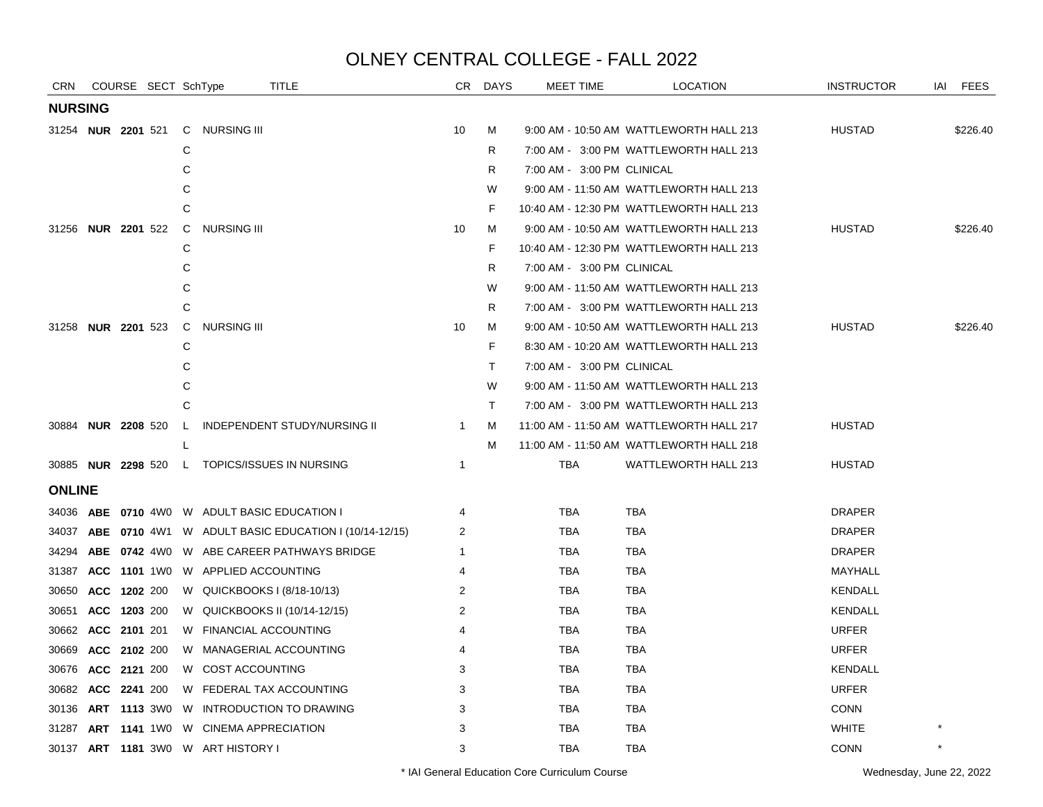# OLNEY CENTRAL COLLEGE - FALL 2022

| CRN | COURSE | | SECT | SchType | TITLE | CR | DAYS | MEET TIME | LOCATION | INSTRUCTOR | IAI | FEES |
|---|---|---|---|---|---|---|---|---|---|---|---|---|
| **NURSING** | | | | | | | | | | | | |
| 31254 | **NUR** | **2201** | 521 | C | NURSING III | 10 | M | 9:00 AM - 10:50 AM | WATTLEWORTH HALL 213 | HUSTAD | | $226.40 |
| | | | | C | | | R | 7:00 AM - 3:00 PM | WATTLEWORTH HALL 213 | | | |
| | | | | C | | | R | 7:00 AM - 3:00 PM | CLINICAL | | | |
| | | | | C | | | W | 9:00 AM - 11:50 AM | WATTLEWORTH HALL 213 | | | |
| | | | | C | | | F | 10:40 AM - 12:30 PM | WATTLEWORTH HALL 213 | | | |
| 31256 | **NUR** | **2201** | 522 | C | NURSING III | 10 | M | 9:00 AM - 10:50 AM | WATTLEWORTH HALL 213 | HUSTAD | | $226.40 |
| | | | | C | | | F | 10:40 AM - 12:30 PM | WATTLEWORTH HALL 213 | | | |
| | | | | C | | | R | 7:00 AM - 3:00 PM | CLINICAL | | | |
| | | | | C | | | W | 9:00 AM - 11:50 AM | WATTLEWORTH HALL 213 | | | |
| | | | | C | | | R | 7:00 AM - 3:00 PM | WATTLEWORTH HALL 213 | | | |
| 31258 | **NUR** | **2201** | 523 | C | NURSING III | 10 | M | 9:00 AM - 10:50 AM | WATTLEWORTH HALL 213 | HUSTAD | | $226.40 |
| | | | | C | | | F | 8:30 AM - 10:20 AM | WATTLEWORTH HALL 213 | | | |
| | | | | C | | | T | 7:00 AM - 3:00 PM | CLINICAL | | | |
| | | | | C | | | W | 9:00 AM - 11:50 AM | WATTLEWORTH HALL 213 | | | |
| | | | | C | | | T | 7:00 AM - 3:00 PM | WATTLEWORTH HALL 213 | | | |
| 30884 | **NUR** | **2208** | 520 | L | INDEPENDENT STUDY/NURSING II | 1 | M | 11:00 AM - 11:50 AM | WATTLEWORTH HALL 217 | HUSTAD | | |
| | | | | L | | | M | 11:00 AM - 11:50 AM | WATTLEWORTH HALL 218 | | | |
| 30885 | **NUR** | **2298** | 520 | L | TOPICS/ISSUES IN NURSING | 1 | | TBA | WATTLEWORTH HALL 213 | HUSTAD | | |
| **ONLINE** | | | | | | | | | | | | |
| 34036 | **ABE** | **0710** | 4W0 | W | ADULT BASIC EDUCATION I | 4 | | TBA | TBA | DRAPER | | |
| 34037 | **ABE** | **0710** | 4W1 | W | ADULT BASIC EDUCATION I (10/14-12/15) | 2 | | TBA | TBA | DRAPER | | |
| 34294 | **ABE** | **0742** | 4W0 | W | ABE CAREER PATHWAYS BRIDGE | 1 | | TBA | TBA | DRAPER | | |
| 31387 | **ACC** | **1101** | 1W0 | W | APPLIED ACCOUNTING | 4 | | TBA | TBA | MAYHALL | | |
| 30650 | **ACC** | **1202** | 200 | W | QUICKBOOKS I (8/18-10/13) | 2 | | TBA | TBA | KENDALL | | |
| 30651 | **ACC** | **1203** | 200 | W | QUICKBOOKS II (10/14-12/15) | 2 | | TBA | TBA | KENDALL | | |
| 30662 | **ACC** | **2101** | 201 | W | FINANCIAL ACCOUNTING | 4 | | TBA | TBA | URFER | | |
| 30669 | **ACC** | **2102** | 200 | W | MANAGERIAL ACCOUNTING | 4 | | TBA | TBA | URFER | | |
| 30676 | **ACC** | **2121** | 200 | W | COST ACCOUNTING | 3 | | TBA | TBA | KENDALL | | |
| 30682 | **ACC** | **2241** | 200 | W | FEDERAL TAX ACCOUNTING | 3 | | TBA | TBA | URFER | | |
| 30136 | **ART** | **1113** | 3W0 | W | INTRODUCTION TO DRAWING | 3 | | TBA | TBA | CONN | | |
| 31287 | **ART** | **1141** | 1W0 | W | CINEMA APPRECIATION | 3 | | TBA | TBA | WHITE | * | |
| 30137 | **ART** | **1181** | 3W0 | W | ART HISTORY I | 3 | | TBA | TBA | CONN | * | |

\* IAI General Education Core Curriculum Course

Wednesday, June 22, 2022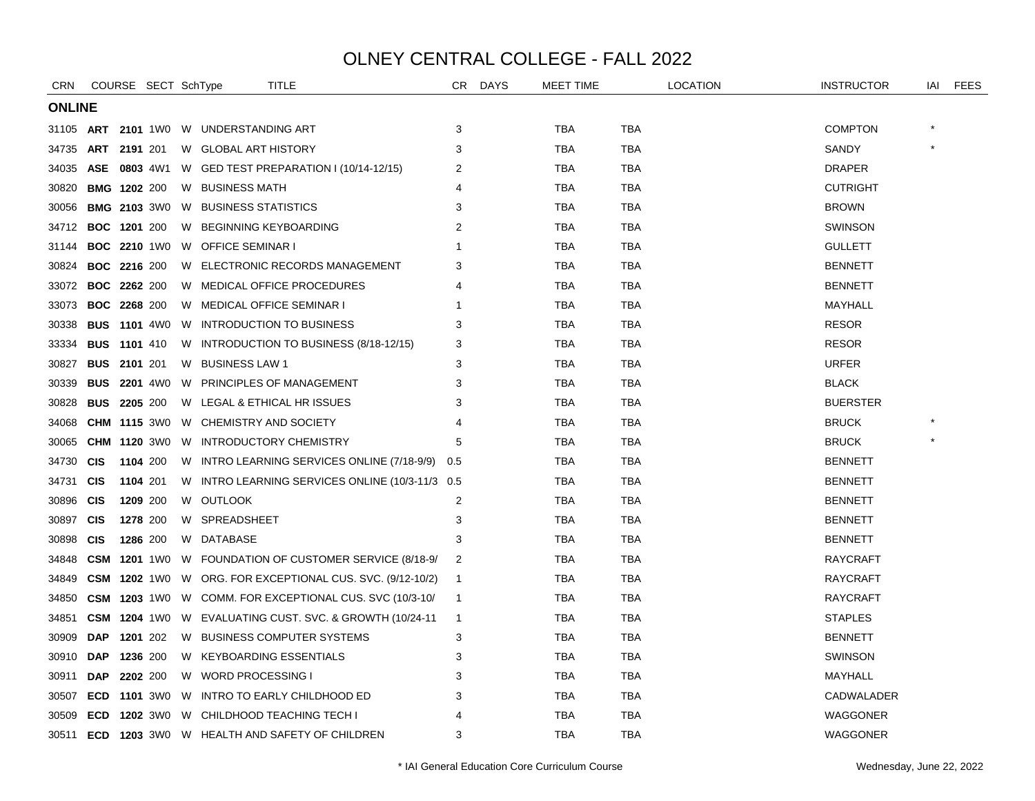# OLNEY CENTRAL COLLEGE - FALL 2022

| CRN | COURSE | | SECT | SchType | TITLE | CR | DAYS | MEET TIME | LOCATION | INSTRUCTOR | IAI | FEES |
|---|---|---|---|---|---|---|---|---|---|---|---|---|
| **ONLINE** | | | | | | | | | | | | |
| 31105 | **ART** | **2101** | 1W0 | W | UNDERSTANDING ART | 3 | | TBA | TBA | COMPTON | * | |
| 34735 | **ART** | **2191** | 201 | W | GLOBAL ART HISTORY | 3 | | TBA | TBA | SANDY | * | |
| 34035 | **ASE** | **0803** | 4W1 | W | GED TEST PREPARATION I (10/14-12/15) | 2 | | TBA | TBA | DRAPER | | |
| 30820 | **BMG** | **1202** | 200 | W | BUSINESS MATH | 4 | | TBA | TBA | CUTRIGHT | | |
| 30056 | **BMG** | **2103** | 3W0 | W | BUSINESS STATISTICS | 3 | | TBA | TBA | BROWN | | |
| 34712 | **BOC** | **1201** | 200 | W | BEGINNING KEYBOARDING | 2 | | TBA | TBA | SWINSON | | |
| 31144 | **BOC** | **2210** | 1W0 | W | OFFICE SEMINAR I | 1 | | TBA | TBA | GULLETT | | |
| 30824 | **BOC** | **2216** | 200 | W | ELECTRONIC RECORDS MANAGEMENT | 3 | | TBA | TBA | BENNETT | | |
| 33072 | **BOC** | **2262** | 200 | W | MEDICAL OFFICE PROCEDURES | 4 | | TBA | TBA | BENNETT | | |
| 33073 | **BOC** | **2268** | 200 | W | MEDICAL OFFICE SEMINAR I | 1 | | TBA | TBA | MAYHALL | | |
| 30338 | **BUS** | **1101** | 4W0 | W | INTRODUCTION TO BUSINESS | 3 | | TBA | TBA | RESOR | | |
| 33334 | **BUS** | **1101** | 410 | W | INTRODUCTION TO BUSINESS (8/18-12/15) | 3 | | TBA | TBA | RESOR | | |
| 30827 | **BUS** | **2101** | 201 | W | BUSINESS LAW 1 | 3 | | TBA | TBA | URFER | | |
| 30339 | **BUS** | **2201** | 4W0 | W | PRINCIPLES OF MANAGEMENT | 3 | | TBA | TBA | BLACK | | |
| 30828 | **BUS** | **2205** | 200 | W | LEGAL & ETHICAL HR ISSUES | 3 | | TBA | TBA | BUERSTER | | |
| 34068 | **CHM** | **1115** | 3W0 | W | CHEMISTRY AND SOCIETY | 4 | | TBA | TBA | BRUCK | * | |
| 30065 | **CHM** | **1120** | 3W0 | W | INTRODUCTORY CHEMISTRY | 5 | | TBA | TBA | BRUCK | * | |
| 34730 | **CIS** | **1104** | 200 | W | INTRO LEARNING SERVICES ONLINE (7/18-9/9) | 0.5 | | TBA | TBA | BENNETT | | |
| 34731 | **CIS** | **1104** | 201 | W | INTRO LEARNING SERVICES ONLINE (10/3-11/3 | 0.5 | | TBA | TBA | BENNETT | | |
| 30896 | **CIS** | **1209** | 200 | W | OUTLOOK | 2 | | TBA | TBA | BENNETT | | |
| 30897 | **CIS** | **1278** | 200 | W | SPREADSHEET | 3 | | TBA | TBA | BENNETT | | |
| 30898 | **CIS** | **1286** | 200 | W | DATABASE | 3 | | TBA | TBA | BENNETT | | |
| 34848 | **CSM** | **1201** | 1W0 | W | FOUNDATION OF CUSTOMER SERVICE (8/18-9/ | 2 | | TBA | TBA | RAYCRAFT | | |
| 34849 | **CSM** | **1202** | 1W0 | W | ORG. FOR EXCEPTIONAL CUS. SVC. (9/12-10/2) | 1 | | TBA | TBA | RAYCRAFT | | |
| 34850 | **CSM** | **1203** | 1W0 | W | COMM. FOR EXCEPTIONAL CUS. SVC (10/3-10/ | 1 | | TBA | TBA | RAYCRAFT | | |
| 34851 | **CSM** | **1204** | 1W0 | W | EVALUATING CUST. SVC. & GROWTH (10/24-11 | 1 | | TBA | TBA | STAPLES | | |
| 30909 | **DAP** | **1201** | 202 | W | BUSINESS COMPUTER SYSTEMS | 3 | | TBA | TBA | BENNETT | | |
| 30910 | **DAP** | **1236** | 200 | W | KEYBOARDING ESSENTIALS | 3 | | TBA | TBA | SWINSON | | |
| 30911 | **DAP** | **2202** | 200 | W | WORD PROCESSING I | 3 | | TBA | TBA | MAYHALL | | |
| 30507 | **ECD** | **1101** | 3W0 | W | INTRO TO EARLY CHILDHOOD ED | 3 | | TBA | TBA | CADWALADER | | |
| 30509 | **ECD** | **1202** | 3W0 | W | CHILDHOOD TEACHING TECH I | 4 | | TBA | TBA | WAGGONER | | |
| 30511 | **ECD** | **1203** | 3W0 | W | HEALTH AND SAFETY OF CHILDREN | 3 | | TBA | TBA | WAGGONER | | |

* IAI General Education Core Curriculum Course

Wednesday, June 22, 2022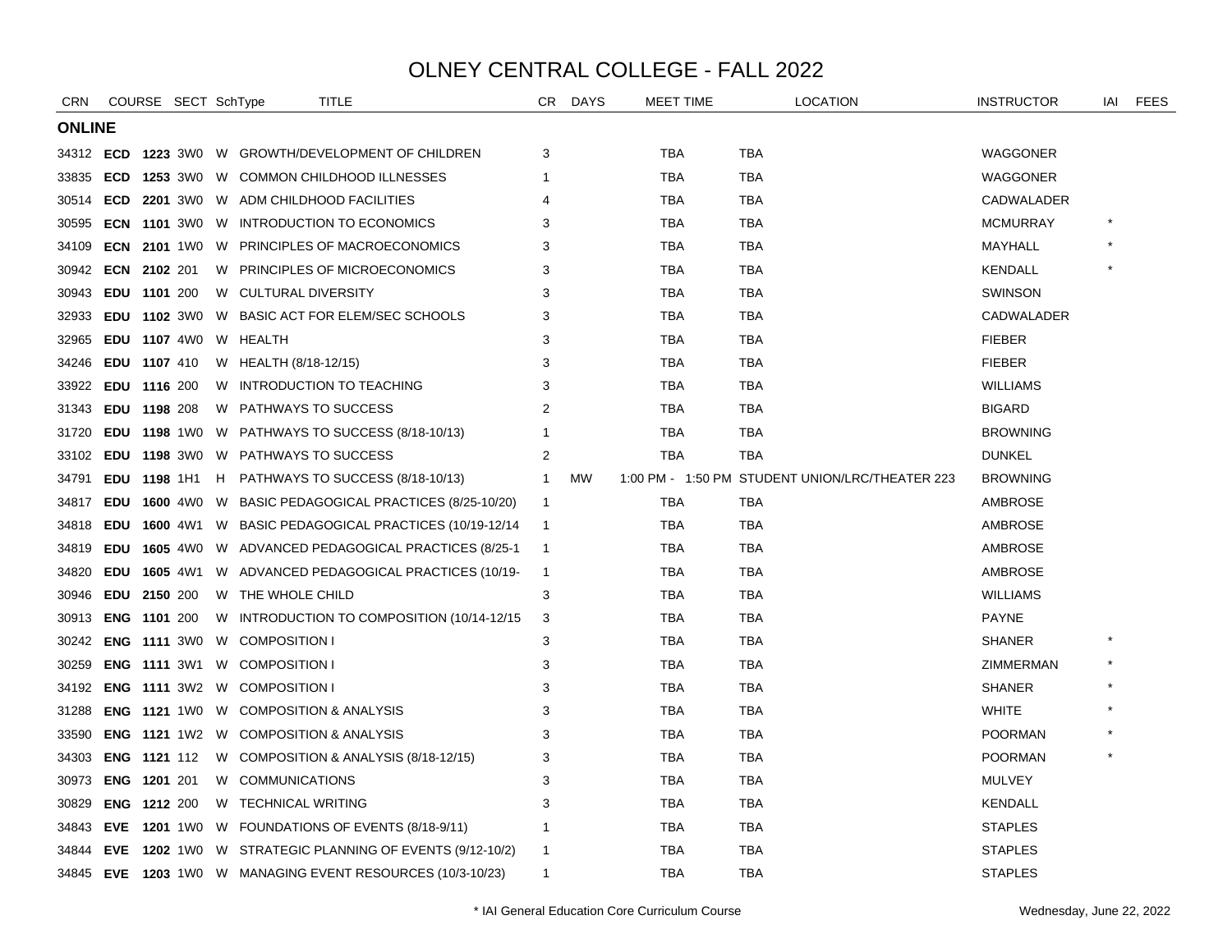# OLNEY CENTRAL COLLEGE - FALL 2022

| CRN | COURSE | | SECT | SchType | TITLE | CR | DAYS | MEET TIME | LOCATION | INSTRUCTOR | IAI | FEES |
|---|---|---|---|---|---|---|---|---|---|---|---|---|
| **ONLINE** | | | | | | | | | | | | |
| 34312 | **ECD** | **1223** | 3W0 | W | GROWTH/DEVELOPMENT OF CHILDREN | 3 | | TBA | TBA | WAGGONER | | |
| 33835 | **ECD** | **1253** | 3W0 | W | COMMON CHILDHOOD ILLNESSES | 1 | | TBA | TBA | WAGGONER | | |
| 30514 | **ECD** | **2201** | 3W0 | W | ADM CHILDHOOD FACILITIES | 4 | | TBA | TBA | CADWALADER | | |
| 30595 | **ECN** | **1101** | 3W0 | W | INTRODUCTION TO ECONOMICS | 3 | | TBA | TBA | MCMURRAY | * | |
| 34109 | **ECN** | **2101** | 1W0 | W | PRINCIPLES OF MACROECONOMICS | 3 | | TBA | TBA | MAYHALL | * | |
| 30942 | **ECN** | **2102** | 201 | W | PRINCIPLES OF MICROECONOMICS | 3 | | TBA | TBA | KENDALL | * | |
| 30943 | **EDU** | **1101** | 200 | W | CULTURAL DIVERSITY | 3 | | TBA | TBA | SWINSON | | |
| 32933 | **EDU** | **1102** | 3W0 | W | BASIC ACT FOR ELEM/SEC SCHOOLS | 3 | | TBA | TBA | CADWALADER | | |
| 32965 | **EDU** | **1107** | 4W0 | W | HEALTH | 3 | | TBA | TBA | FIEBER | | |
| 34246 | **EDU** | **1107** | 410 | W | HEALTH (8/18-12/15) | 3 | | TBA | TBA | FIEBER | | |
| 33922 | **EDU** | **1116** | 200 | W | INTRODUCTION TO TEACHING | 3 | | TBA | TBA | WILLIAMS | | |
| 31343 | **EDU** | **1198** | 208 | W | PATHWAYS TO SUCCESS | 2 | | TBA | TBA | BIGARD | | |
| 31720 | **EDU** | **1198** | 1W0 | W | PATHWAYS TO SUCCESS (8/18-10/13) | 1 | | TBA | TBA | BROWNING | | |
| 33102 | **EDU** | **1198** | 3W0 | W | PATHWAYS TO SUCCESS | 2 | | TBA | TBA | DUNKEL | | |
| 34791 | **EDU** | **1198** | 1H1 | H | PATHWAYS TO SUCCESS (8/18-10/13) | 1 | MW | 1:00 PM - 1:50 PM | STUDENT UNION/LRC/THEATER 223 | BROWNING | | |
| 34817 | **EDU** | **1600** | 4W0 | W | BASIC PEDAGOGICAL PRACTICES (8/25-10/20) | 1 | | TBA | TBA | AMBROSE | | |
| 34818 | **EDU** | **1600** | 4W1 | W | BASIC PEDAGOGICAL PRACTICES (10/19-12/14 | 1 | | TBA | TBA | AMBROSE | | |
| 34819 | **EDU** | **1605** | 4W0 | W | ADVANCED PEDAGOGICAL PRACTICES (8/25-1 | 1 | | TBA | TBA | AMBROSE | | |
| 34820 | **EDU** | **1605** | 4W1 | W | ADVANCED PEDAGOGICAL PRACTICES (10/19- | 1 | | TBA | TBA | AMBROSE | | |
| 30946 | **EDU** | **2150** | 200 | W | THE WHOLE CHILD | 3 | | TBA | TBA | WILLIAMS | | |
| 30913 | **ENG** | **1101** | 200 | W | INTRODUCTION TO COMPOSITION (10/14-12/15 | 3 | | TBA | TBA | PAYNE | | |
| 30242 | **ENG** | **1111** | 3W0 | W | COMPOSITION I | 3 | | TBA | TBA | SHANER | * | |
| 30259 | **ENG** | **1111** | 3W1 | W | COMPOSITION I | 3 | | TBA | TBA | ZIMMERMAN | * | |
| 34192 | **ENG** | **1111** | 3W2 | W | COMPOSITION I | 3 | | TBA | TBA | SHANER | * | |
| 31288 | **ENG** | **1121** | 1W0 | W | COMPOSITION & ANALYSIS | 3 | | TBA | TBA | WHITE | * | |
| 33590 | **ENG** | **1121** | 1W2 | W | COMPOSITION & ANALYSIS | 3 | | TBA | TBA | POORMAN | * | |
| 34303 | **ENG** | **1121** | 112 | W | COMPOSITION & ANALYSIS (8/18-12/15) | 3 | | TBA | TBA | POORMAN | * | |
| 30973 | **ENG** | **1201** | 201 | W | COMMUNICATIONS | 3 | | TBA | TBA | MULVEY | | |
| 30829 | **ENG** | **1212** | 200 | W | TECHNICAL WRITING | 3 | | TBA | TBA | KENDALL | | |
| 34843 | **EVE** | **1201** | 1W0 | W | FOUNDATIONS OF EVENTS (8/18-9/11) | 1 | | TBA | TBA | STAPLES | | |
| 34844 | **EVE** | **1202** | 1W0 | W | STRATEGIC PLANNING OF EVENTS (9/12-10/2) | 1 | | TBA | TBA | STAPLES | | |
| 34845 | **EVE** | **1203** | 1W0 | W | MANAGING EVENT RESOURCES (10/3-10/23) | 1 | | TBA | TBA | STAPLES | | |

\* IAI General Education Core Curriculum Course

Wednesday, June 22, 2022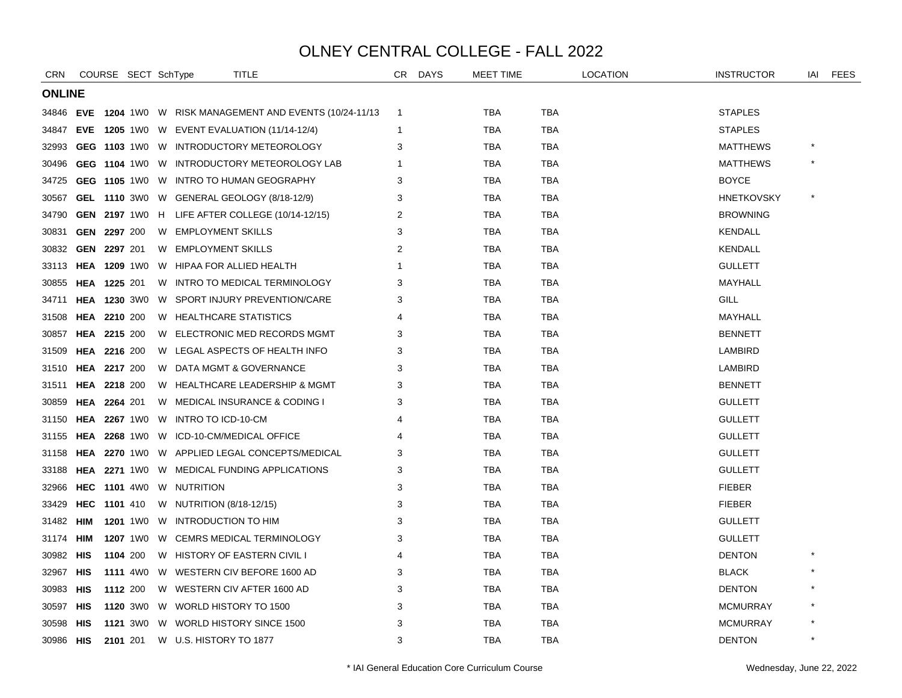# OLNEY CENTRAL COLLEGE - FALL 2022

| CRN | COURSE | | SECT | SchType | TITLE | CR | DAYS | MEET TIME | LOCATION | INSTRUCTOR | IAI | FEES |
|---|---|---|---|---|---|---|---|---|---|---|---|---|
| **ONLINE** | | | | | | | | | | | | |
| 34846 | **EVE** | **1204** | 1W0 | W | RISK MANAGEMENT AND EVENTS (10/24-11/13 | 1 | | TBA | TBA | STAPLES | | |
| 34847 | **EVE** | **1205** | 1W0 | W | EVENT EVALUATION (11/14-12/4) | 1 | | TBA | TBA | STAPLES | | |
| 32993 | **GEG** | **1103** | 1W0 | W | INTRODUCTORY METEOROLOGY | 3 | | TBA | TBA | MATTHEWS | * | |
| 30496 | **GEG** | **1104** | 1W0 | W | INTRODUCTORY METEOROLOGY LAB | 1 | | TBA | TBA | MATTHEWS | * | |
| 34725 | **GEG** | **1105** | 1W0 | W | INTRO TO HUMAN GEOGRAPHY | 3 | | TBA | TBA | BOYCE | | |
| 30567 | **GEL** | **1110** | 3W0 | W | GENERAL GEOLOGY (8/18-12/9) | 3 | | TBA | TBA | HNETKOVSKY | * | |
| 34790 | **GEN** | **2197** | 1W0 | H | LIFE AFTER COLLEGE (10/14-12/15) | 2 | | TBA | TBA | BROWNING | | |
| 30831 | **GEN** | **2297** | 200 | W | EMPLOYMENT SKILLS | 3 | | TBA | TBA | KENDALL | | |
| 30832 | **GEN** | **2297** | 201 | W | EMPLOYMENT SKILLS | 2 | | TBA | TBA | KENDALL | | |
| 33113 | **HEA** | **1209** | 1W0 | W | HIPAA FOR ALLIED HEALTH | 1 | | TBA | TBA | GULLETT | | |
| 30855 | **HEA** | **1225** | 201 | W | INTRO TO MEDICAL TERMINOLOGY | 3 | | TBA | TBA | MAYHALL | | |
| 34711 | **HEA** | **1230** | 3W0 | W | SPORT INJURY PREVENTION/CARE | 3 | | TBA | TBA | GILL | | |
| 31508 | **HEA** | **2210** | 200 | W | HEALTHCARE STATISTICS | 4 | | TBA | TBA | MAYHALL | | |
| 30857 | **HEA** | **2215** | 200 | W | ELECTRONIC MED RECORDS MGMT | 3 | | TBA | TBA | BENNETT | | |
| 31509 | **HEA** | **2216** | 200 | W | LEGAL ASPECTS OF HEALTH INFO | 3 | | TBA | TBA | LAMBIRD | | |
| 31510 | **HEA** | **2217** | 200 | W | DATA MGMT & GOVERNANCE | 3 | | TBA | TBA | LAMBIRD | | |
| 31511 | **HEA** | **2218** | 200 | W | HEALTHCARE LEADERSHIP & MGMT | 3 | | TBA | TBA | BENNETT | | |
| 30859 | **HEA** | **2264** | 201 | W | MEDICAL INSURANCE & CODING I | 3 | | TBA | TBA | GULLETT | | |
| 31150 | **HEA** | **2267** | 1W0 | W | INTRO TO ICD-10-CM | 4 | | TBA | TBA | GULLETT | | |
| 31155 | **HEA** | **2268** | 1W0 | W | ICD-10-CM/MEDICAL OFFICE | 4 | | TBA | TBA | GULLETT | | |
| 31158 | **HEA** | **2270** | 1W0 | W | APPLIED LEGAL CONCEPTS/MEDICAL | 3 | | TBA | TBA | GULLETT | | |
| 33188 | **HEA** | **2271** | 1W0 | W | MEDICAL FUNDING APPLICATIONS | 3 | | TBA | TBA | GULLETT | | |
| 32966 | **HEC** | **1101** | 4W0 | W | NUTRITION | 3 | | TBA | TBA | FIEBER | | |
| 33429 | **HEC** | **1101** | 410 | W | NUTRITION (8/18-12/15) | 3 | | TBA | TBA | FIEBER | | |
| 31482 | **HIM** | **1201** | 1W0 | W | INTRODUCTION TO HIM | 3 | | TBA | TBA | GULLETT | | |
| 31174 | **HIM** | **1207** | 1W0 | W | CEMRS MEDICAL TERMINOLOGY | 3 | | TBA | TBA | GULLETT | | |
| 30982 | **HIS** | **1104** | 200 | W | HISTORY OF EASTERN CIVIL I | 4 | | TBA | TBA | DENTON | * | |
| 32967 | **HIS** | **1111** | 4W0 | W | WESTERN CIV BEFORE 1600 AD | 3 | | TBA | TBA | BLACK | * | |
| 30983 | **HIS** | **1112** | 200 | W | WESTERN CIV AFTER 1600 AD | 3 | | TBA | TBA | DENTON | * | |
| 30597 | **HIS** | **1120** | 3W0 | W | WORLD HISTORY TO 1500 | 3 | | TBA | TBA | MCMURRAY | * | |
| 30598 | **HIS** | **1121** | 3W0 | W | WORLD HISTORY SINCE 1500 | 3 | | TBA | TBA | MCMURRAY | * | |
| 30986 | **HIS** | **2101** | 201 | W | U.S. HISTORY TO 1877 | 3 | | TBA | TBA | DENTON | * | |

\* IAI General Education Core Curriculum Course

Wednesday, June 22, 2022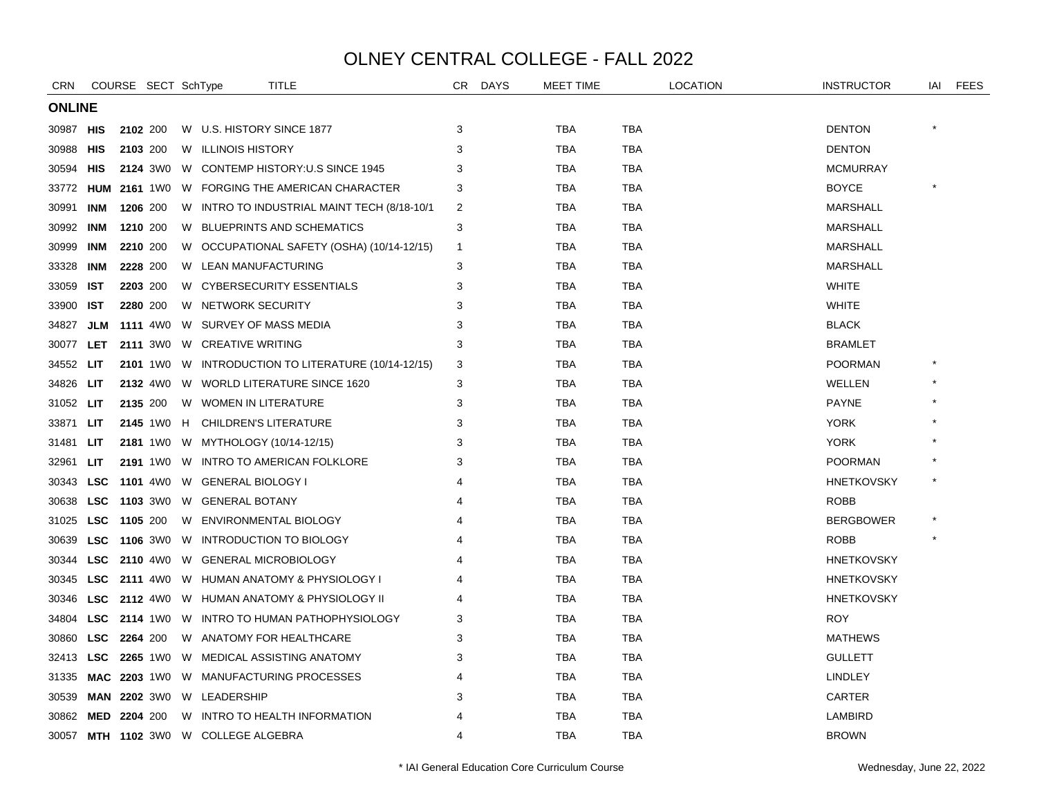# OLNEY CENTRAL COLLEGE - FALL 2022

| CRN | COURSE | | SECT | SchType | TITLE | CR | DAYS | MEET TIME | LOCATION | | INSTRUCTOR | IAI | FEES |
|---|---|---|---|---|---|---|---|---|---|---|---|---|---|
| **ONLINE** | | | | | | | | | | | | | |
| 30987 | **HIS** | **2102** | 200 | W | U.S. HISTORY SINCE 1877 | 3 | | TBA | TBA | | DENTON | * | |
| 30988 | **HIS** | **2103** | 200 | W | ILLINOIS HISTORY | 3 | | TBA | TBA | | DENTON | | |
| 30594 | **HIS** | **2124** | 3W0 | W | CONTEMP HISTORY:U.S SINCE 1945 | 3 | | TBA | TBA | | MCMURRAY | | |
| 33772 | **HUM** | **2161** | 1W0 | W | FORGING THE AMERICAN CHARACTER | 3 | | TBA | TBA | | BOYCE | * | |
| 30991 | **INM** | **1206** | 200 | W | INTRO TO INDUSTRIAL MAINT TECH (8/18-10/1 | 2 | | TBA | TBA | | MARSHALL | | |
| 30992 | **INM** | **1210** | 200 | W | BLUEPRINTS AND SCHEMATICS | 3 | | TBA | TBA | | MARSHALL | | |
| 30999 | **INM** | **2210** | 200 | W | OCCUPATIONAL SAFETY (OSHA) (10/14-12/15) | 1 | | TBA | TBA | | MARSHALL | | |
| 33328 | **INM** | **2228** | 200 | W | LEAN MANUFACTURING | 3 | | TBA | TBA | | MARSHALL | | |
| 33059 | **IST** | **2203** | 200 | W | CYBERSECURITY ESSENTIALS | 3 | | TBA | TBA | | WHITE | | |
| 33900 | **IST** | **2280** | 200 | W | NETWORK SECURITY | 3 | | TBA | TBA | | WHITE | | |
| 34827 | **JLM** | **1111** | 4W0 | W | SURVEY OF MASS MEDIA | 3 | | TBA | TBA | | BLACK | | |
| 30077 | **LET** | **2111** | 3W0 | W | CREATIVE WRITING | 3 | | TBA | TBA | | BRAMLET | | |
| 34552 | **LIT** | **2101** | 1W0 | W | INTRODUCTION TO LITERATURE (10/14-12/15) | 3 | | TBA | TBA | | POORMAN | * | |
| 34826 | **LIT** | **2132** | 4W0 | W | WORLD LITERATURE SINCE 1620 | 3 | | TBA | TBA | | WELLEN | * | |
| 31052 | **LIT** | **2135** | 200 | W | WOMEN IN LITERATURE | 3 | | TBA | TBA | | PAYNE | * | |
| 33871 | **LIT** | **2145** | 1W0 | H | CHILDREN'S LITERATURE | 3 | | TBA | TBA | | YORK | * | |
| 31481 | **LIT** | **2181** | 1W0 | W | MYTHOLOGY (10/14-12/15) | 3 | | TBA | TBA | | YORK | * | |
| 32961 | **LIT** | **2191** | 1W0 | W | INTRO TO AMERICAN FOLKLORE | 3 | | TBA | TBA | | POORMAN | * | |
| 30343 | **LSC** | **1101** | 4W0 | W | GENERAL BIOLOGY I | 4 | | TBA | TBA | | HNETKOVSKY | * | |
| 30638 | **LSC** | **1103** | 3W0 | W | GENERAL BOTANY | 4 | | TBA | TBA | | ROBB | | |
| 31025 | **LSC** | **1105** | 200 | W | ENVIRONMENTAL BIOLOGY | 4 | | TBA | TBA | | BERGBOWER | * | |
| 30639 | **LSC** | **1106** | 3W0 | W | INTRODUCTION TO BIOLOGY | 4 | | TBA | TBA | | ROBB | * | |
| 30344 | **LSC** | **2110** | 4W0 | W | GENERAL MICROBIOLOGY | 4 | | TBA | TBA | | HNETKOVSKY | | |
| 30345 | **LSC** | **2111** | 4W0 | W | HUMAN ANATOMY & PHYSIOLOGY I | 4 | | TBA | TBA | | HNETKOVSKY | | |
| 30346 | **LSC** | **2112** | 4W0 | W | HUMAN ANATOMY & PHYSIOLOGY II | 4 | | TBA | TBA | | HNETKOVSKY | | |
| 34804 | **LSC** | **2114** | 1W0 | W | INTRO TO HUMAN PATHOPHYSIOLOGY | 3 | | TBA | TBA | | ROY | | |
| 30860 | **LSC** | **2264** | 200 | W | ANATOMY FOR HEALTHCARE | 3 | | TBA | TBA | | MATHEWS | | |
| 32413 | **LSC** | **2265** | 1W0 | W | MEDICAL ASSISTING ANATOMY | 3 | | TBA | TBA | | GULLETT | | |
| 31335 | **MAC** | **2203** | 1W0 | W | MANUFACTURING PROCESSES | 4 | | TBA | TBA | | LINDLEY | | |
| 30539 | **MAN** | **2202** | 3W0 | W | LEADERSHIP | 3 | | TBA | TBA | | CARTER | | |
| 30862 | **MED** | **2204** | 200 | W | INTRO TO HEALTH INFORMATION | 4 | | TBA | TBA | | LAMBIRD | | |
| 30057 | **MTH** | **1102** | 3W0 | W | COLLEGE ALGEBRA | 4 | | TBA | TBA | | BROWN | | |

\* IAI General Education Core Curriculum Course

Wednesday, June 22, 2022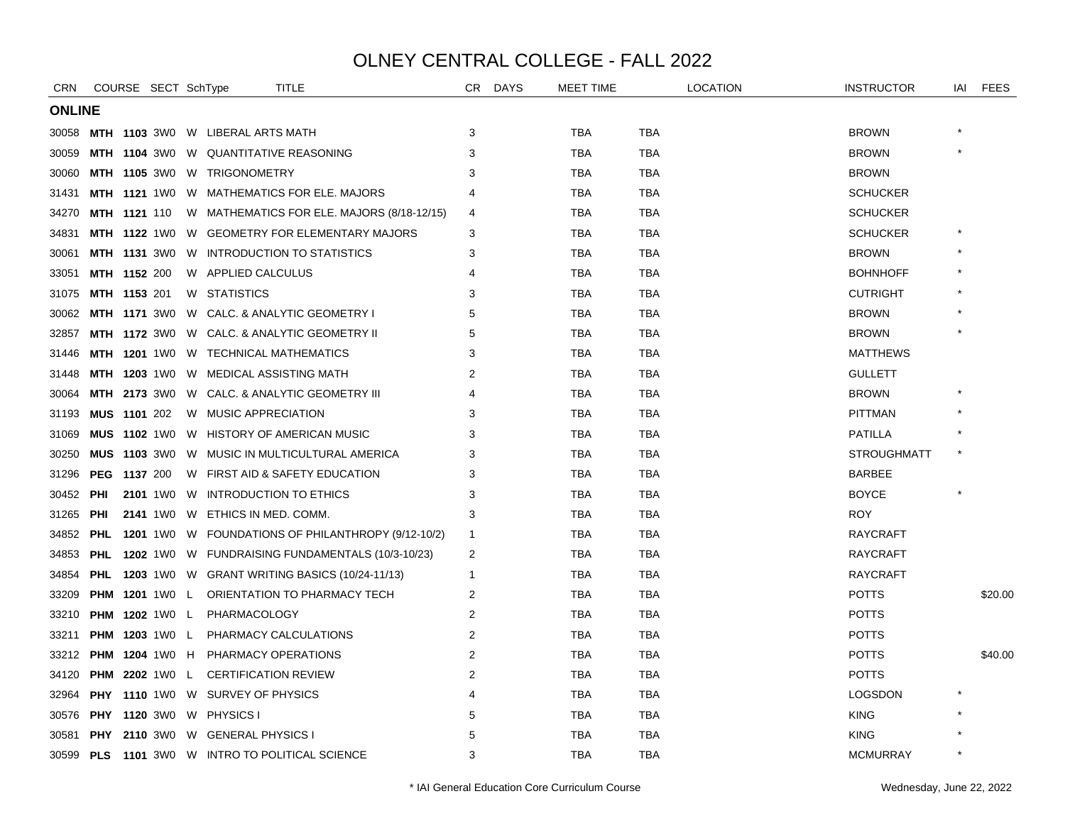# OLNEY CENTRAL COLLEGE - FALL 2022

| CRN | COURSE | | SECT | SchType | TITLE | CR | DAYS | MEET TIME | LOCATION | INSTRUCTOR | IAI | FEES |
|---|---|---|---|---|---|---|---|---|---|---|---|---|
| **ONLINE** | | | | | | | | | | | | |
| 30058 | **MTH** | **1103** | 3W0 | W | LIBERAL ARTS MATH | 3 | | TBA | TBA | BROWN | * | |
| 30059 | **MTH** | **1104** | 3W0 | W | QUANTITATIVE REASONING | 3 | | TBA | TBA | BROWN | * | |
| 30060 | **MTH** | **1105** | 3W0 | W | TRIGONOMETRY | 3 | | TBA | TBA | BROWN | | |
| 31431 | **MTH** | **1121** | 1W0 | W | MATHEMATICS FOR ELE. MAJORS | 4 | | TBA | TBA | SCHUCKER | | |
| 34270 | **MTH** | **1121** | 110 | W | MATHEMATICS FOR ELE. MAJORS (8/18-12/15) | 4 | | TBA | TBA | SCHUCKER | | |
| 34831 | **MTH** | **1122** | 1W0 | W | GEOMETRY FOR ELEMENTARY MAJORS | 3 | | TBA | TBA | SCHUCKER | * | |
| 30061 | **MTH** | **1131** | 3W0 | W | INTRODUCTION TO STATISTICS | 3 | | TBA | TBA | BROWN | * | |
| 33051 | **MTH** | **1152** | 200 | W | APPLIED CALCULUS | 4 | | TBA | TBA | BOHNHOFF | * | |
| 31075 | **MTH** | **1153** | 201 | W | STATISTICS | 3 | | TBA | TBA | CUTRIGHT | * | |
| 30062 | **MTH** | **1171** | 3W0 | W | CALC. & ANALYTIC GEOMETRY I | 5 | | TBA | TBA | BROWN | * | |
| 32857 | **MTH** | **1172** | 3W0 | W | CALC. & ANALYTIC GEOMETRY II | 5 | | TBA | TBA | BROWN | * | |
| 31446 | **MTH** | **1201** | 1W0 | W | TECHNICAL MATHEMATICS | 3 | | TBA | TBA | MATTHEWS | | |
| 31448 | **MTH** | **1203** | 1W0 | W | MEDICAL ASSISTING MATH | 2 | | TBA | TBA | GULLETT | | |
| 30064 | **MTH** | **2173** | 3W0 | W | CALC. & ANALYTIC GEOMETRY III | 4 | | TBA | TBA | BROWN | * | |
| 31193 | **MUS** | **1101** | 202 | W | MUSIC APPRECIATION | 3 | | TBA | TBA | PITTMAN | * | |
| 31069 | **MUS** | **1102** | 1W0 | W | HISTORY OF AMERICAN MUSIC | 3 | | TBA | TBA | PATILLA | * | |
| 30250 | **MUS** | **1103** | 3W0 | W | MUSIC IN MULTICULTURAL AMERICA | 3 | | TBA | TBA | STROUGHMATT | * | |
| 31296 | **PEG** | **1137** | 200 | W | FIRST AID & SAFETY EDUCATION | 3 | | TBA | TBA | BARBEE | | |
| 30452 | **PHI** | **2101** | 1W0 | W | INTRODUCTION TO ETHICS | 3 | | TBA | TBA | BOYCE | * | |
| 31265 | **PHI** | **2141** | 1W0 | W | ETHICS IN MED. COMM. | 3 | | TBA | TBA | ROY | | |
| 34852 | **PHL** | **1201** | 1W0 | W | FOUNDATIONS OF PHILANTHROPY (9/12-10/2) | 1 | | TBA | TBA | RAYCRAFT | | |
| 34853 | **PHL** | **1202** | 1W0 | W | FUNDRAISING FUNDAMENTALS (10/3-10/23) | 2 | | TBA | TBA | RAYCRAFT | | |
| 34854 | **PHL** | **1203** | 1W0 | W | GRANT WRITING BASICS (10/24-11/13) | 1 | | TBA | TBA | RAYCRAFT | | |
| 33209 | **PHM** | **1201** | 1W0 | L | ORIENTATION TO PHARMACY TECH | 2 | | TBA | TBA | POTTS | | $20.00 |
| 33210 | **PHM** | **1202** | 1W0 | L | PHARMACOLOGY | 2 | | TBA | TBA | POTTS | | |
| 33211 | **PHM** | **1203** | 1W0 | L | PHARMACY CALCULATIONS | 2 | | TBA | TBA | POTTS | | |
| 33212 | **PHM** | **1204** | 1W0 | H | PHARMACY OPERATIONS | 2 | | TBA | TBA | POTTS | | $40.00 |
| 34120 | **PHM** | **2202** | 1W0 | L | CERTIFICATION REVIEW | 2 | | TBA | TBA | POTTS | | |
| 32964 | **PHY** | **1110** | 1W0 | W | SURVEY OF PHYSICS | 4 | | TBA | TBA | LOGSDON | * | |
| 30576 | **PHY** | **1120** | 3W0 | W | PHYSICS I | 5 | | TBA | TBA | KING | * | |
| 30581 | **PHY** | **2110** | 3W0 | W | GENERAL PHYSICS I | 5 | | TBA | TBA | KING | * | |
| 30599 | **PLS** | **1101** | 3W0 | W | INTRO TO POLITICAL SCIENCE | 3 | | TBA | TBA | MCMURRAY | * | |

* IAI General Education Core Curriculum Course

Wednesday, June 22, 2022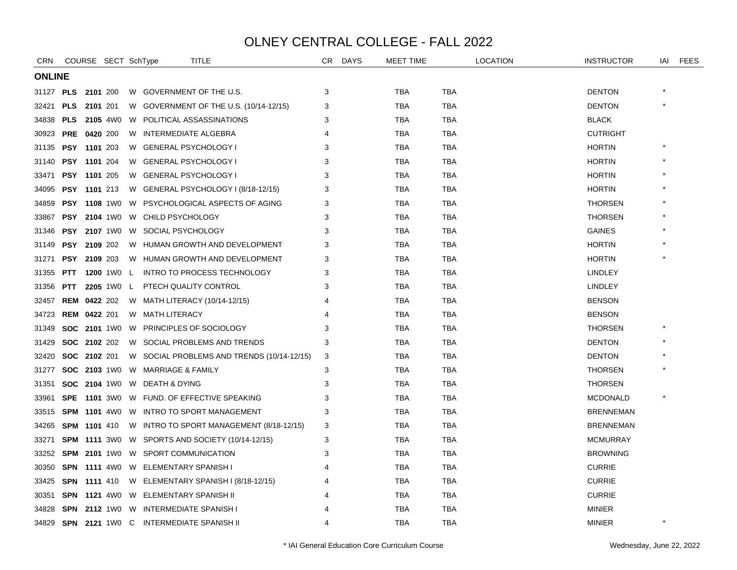# OLNEY CENTRAL COLLEGE - FALL 2022

## ONLINE

| CRN | COURSE | | SECT | SchType | TITLE | CR | DAYS | MEET TIME | LOCATION | INSTRUCTOR | IAI | FEES |
|---|---|---|---|---|---|---|---|---|---|---|---|---|
| 31127 | **PLS** | **2101** | 200 | W | GOVERNMENT OF THE U.S. | 3 | | TBA | TBA | DENTON | * | |
| 32421 | **PLS** | **2101** | 201 | W | GOVERNMENT OF THE U.S. (10/14-12/15) | 3 | | TBA | TBA | DENTON | * | |
| 34838 | **PLS** | **2105** | 4W0 | W | POLITICAL ASSASSINATIONS | 3 | | TBA | TBA | BLACK | | |
| 30923 | **PRE** | **0420** | 200 | W | INTERMEDIATE ALGEBRA | 4 | | TBA | TBA | CUTRIGHT | | |
| 31135 | **PSY** | **1101** | 203 | W | GENERAL PSYCHOLOGY I | 3 | | TBA | TBA | HORTIN | * | |
| 31140 | **PSY** | **1101** | 204 | W | GENERAL PSYCHOLOGY I | 3 | | TBA | TBA | HORTIN | * | |
| 33471 | **PSY** | **1101** | 205 | W | GENERAL PSYCHOLOGY I | 3 | | TBA | TBA | HORTIN | * | |
| 34095 | **PSY** | **1101** | 213 | W | GENERAL PSYCHOLOGY I (8/18-12/15) | 3 | | TBA | TBA | HORTIN | * | |
| 34859 | **PSY** | **1108** | 1W0 | W | PSYCHOLOGICAL ASPECTS OF AGING | 3 | | TBA | TBA | THORSEN | * | |
| 33867 | **PSY** | **2104** | 1W0 | W | CHILD PSYCHOLOGY | 3 | | TBA | TBA | THORSEN | * | |
| 31346 | **PSY** | **2107** | 1W0 | W | SOCIAL PSYCHOLOGY | 3 | | TBA | TBA | GAINES | * | |
| 31149 | **PSY** | **2109** | 202 | W | HUMAN GROWTH AND DEVELOPMENT | 3 | | TBA | TBA | HORTIN | * | |
| 31271 | **PSY** | **2109** | 203 | W | HUMAN GROWTH AND DEVELOPMENT | 3 | | TBA | TBA | HORTIN | * | |
| 31355 | **PTT** | **1200** | 1W0 | L | INTRO TO PROCESS TECHNOLOGY | 3 | | TBA | TBA | LINDLEY | | |
| 31356 | **PTT** | **2205** | 1W0 | L | PTECH QUALITY CONTROL | 3 | | TBA | TBA | LINDLEY | | |
| 32457 | **REM** | **0422** | 202 | W | MATH LITERACY (10/14-12/15) | 4 | | TBA | TBA | BENSON | | |
| 34723 | **REM** | **0422** | 201 | W | MATH LITERACY | 4 | | TBA | TBA | BENSON | | |
| 31349 | **SOC** | **2101** | 1W0 | W | PRINCIPLES OF SOCIOLOGY | 3 | | TBA | TBA | THORSEN | * | |
| 31429 | **SOC** | **2102** | 202 | W | SOCIAL PROBLEMS AND TRENDS | 3 | | TBA | TBA | DENTON | * | |
| 32420 | **SOC** | **2102** | 201 | W | SOCIAL PROBLEMS AND TRENDS (10/14-12/15) | 3 | | TBA | TBA | DENTON | * | |
| 31277 | **SOC** | **2103** | 1W0 | W | MARRIAGE & FAMILY | 3 | | TBA | TBA | THORSEN | * | |
| 31351 | **SOC** | **2104** | 1W0 | W | DEATH & DYING | 3 | | TBA | TBA | THORSEN | | |
| 33961 | **SPE** | **1101** | 3W0 | W | FUND. OF EFFECTIVE SPEAKING | 3 | | TBA | TBA | MCDONALD | * | |
| 33515 | **SPM** | **1101** | 4W0 | W | INTRO TO SPORT MANAGEMENT | 3 | | TBA | TBA | BRENNEMAN | | |
| 34265 | **SPM** | **1101** | 410 | W | INTRO TO SPORT MANAGEMENT (8/18-12/15) | 3 | | TBA | TBA | BRENNEMAN | | |
| 33271 | **SPM** | **1111** | 3W0 | W | SPORTS AND SOCIETY (10/14-12/15) | 3 | | TBA | TBA | MCMURRAY | | |
| 33252 | **SPM** | **2101** | 1W0 | W | SPORT COMMUNICATION | 3 | | TBA | TBA | BROWNING | | |
| 30350 | **SPN** | **1111** | 4W0 | W | ELEMENTARY SPANISH I | 4 | | TBA | TBA | CURRIE | | |
| 33425 | **SPN** | **1111** | 410 | W | ELEMENTARY SPANISH I (8/18-12/15) | 4 | | TBA | TBA | CURRIE | | |
| 30351 | **SPN** | **1121** | 4W0 | W | ELEMENTARY SPANISH II | 4 | | TBA | TBA | CURRIE | | |
| 34828 | **SPN** | **2112** | 1W0 | W | INTERMEDIATE SPANISH I | 4 | | TBA | TBA | MINIER | | |
| 34829 | **SPN** | **2121** | 1W0 | C | INTERMEDIATE SPANISH II | 4 | | TBA | TBA | MINIER | * | |

\* IAI General Education Core Curriculum Course

Wednesday, June 22, 2022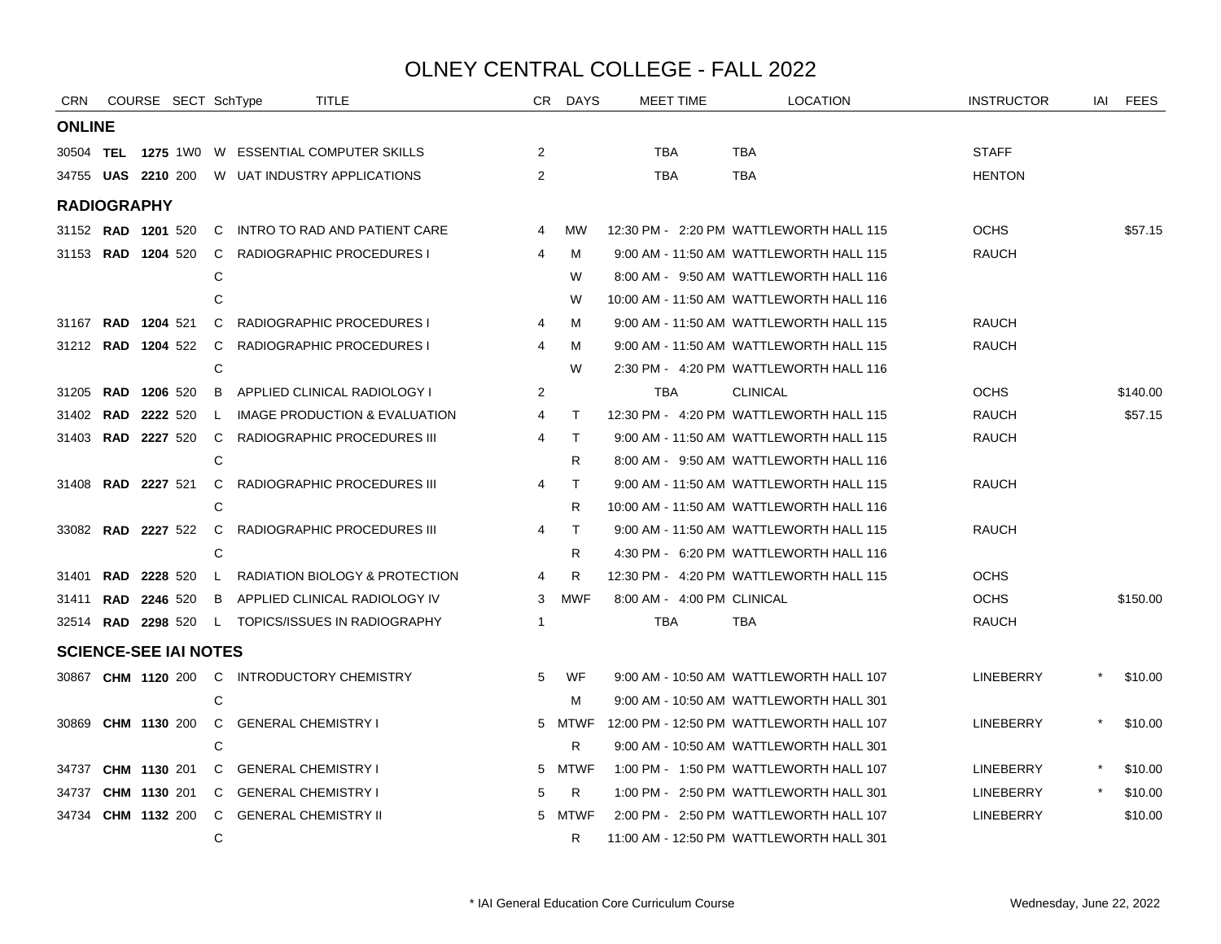# OLNEY CENTRAL COLLEGE - FALL 2022

| CRN | COURSE | | SECT | SchType | TITLE | CR | DAYS | MEET TIME | LOCATION | INSTRUCTOR | IAI | FEES |
|---|---|---|---|---|---|---|---|---|---|---|---|---|
| **ONLINE** | | | | | | | | | | | | |
| 30504 | **TEL** | **1275** | 1W0 | W | ESSENTIAL COMPUTER SKILLS | 2 | | TBA | TBA | STAFF | | |
| 34755 | **UAS** | **2210** | 200 | W | UAT INDUSTRY APPLICATIONS | 2 | | TBA | TBA | HENTON | | |
| **RADIOGRAPHY** | | | | | | | | | | | | |
| 31152 | **RAD** | **1201** | 520 | C | INTRO TO RAD AND PATIENT CARE | 4 | MW | 12:30 PM - 2:20 PM | WATTLEWORTH HALL 115 | OCHS | | $57.15 |
| 31153 | **RAD** | **1204** | 520 | C | RADIOGRAPHIC PROCEDURES I | 4 | M | 9:00 AM - 11:50 AM | WATTLEWORTH HALL 115 | RAUCH | | |
| | | | | C | | | W | 8:00 AM - 9:50 AM | WATTLEWORTH HALL 116 | | | |
| | | | | C | | | W | 10:00 AM - 11:50 AM | WATTLEWORTH HALL 116 | | | |
| 31167 | **RAD** | **1204** | 521 | C | RADIOGRAPHIC PROCEDURES I | 4 | M | 9:00 AM - 11:50 AM | WATTLEWORTH HALL 115 | RAUCH | | |
| 31212 | **RAD** | **1204** | 522 | C | RADIOGRAPHIC PROCEDURES I | 4 | M | 9:00 AM - 11:50 AM | WATTLEWORTH HALL 115 | RAUCH | | |
| | | | | C | | | W | 2:30 PM - 4:20 PM | WATTLEWORTH HALL 116 | | | |
| 31205 | **RAD** | **1206** | 520 | B | APPLIED CLINICAL RADIOLOGY I | 2 | | TBA | CLINICAL | OCHS | | $140.00 |
| 31402 | **RAD** | **2222** | 520 | L | IMAGE PRODUCTION & EVALUATION | 4 | T | 12:30 PM - 4:20 PM | WATTLEWORTH HALL 115 | RAUCH | | $57.15 |
| 31403 | **RAD** | **2227** | 520 | C | RADIOGRAPHIC PROCEDURES III | 4 | T | 9:00 AM - 11:50 AM | WATTLEWORTH HALL 115 | RAUCH | | |
| | | | | C | | | R | 8:00 AM - 9:50 AM | WATTLEWORTH HALL 116 | | | |
| 31408 | **RAD** | **2227** | 521 | C | RADIOGRAPHIC PROCEDURES III | 4 | T | 9:00 AM - 11:50 AM | WATTLEWORTH HALL 115 | RAUCH | | |
| | | | | C | | | R | 10:00 AM - 11:50 AM | WATTLEWORTH HALL 116 | | | |
| 33082 | **RAD** | **2227** | 522 | C | RADIOGRAPHIC PROCEDURES III | 4 | T | 9:00 AM - 11:50 AM | WATTLEWORTH HALL 115 | RAUCH | | |
| | | | | C | | | R | 4:30 PM - 6:20 PM | WATTLEWORTH HALL 116 | | | |
| 31401 | **RAD** | **2228** | 520 | L | RADIATION BIOLOGY & PROTECTION | 4 | R | 12:30 PM - 4:20 PM | WATTLEWORTH HALL 115 | OCHS | | |
| 31411 | **RAD** | **2246** | 520 | B | APPLIED CLINICAL RADIOLOGY IV | 3 | MWF | 8:00 AM - 4:00 PM | CLINICAL | OCHS | | $150.00 |
| 32514 | **RAD** | **2298** | 520 | L | TOPICS/ISSUES IN RADIOGRAPHY | 1 | | TBA | TBA | RAUCH | | |
| **SCIENCE-SEE IAI NOTES** | | | | | | | | | | | | |
| 30867 | **CHM** | **1120** | 200 | C | INTRODUCTORY CHEMISTRY | 5 | WF | 9:00 AM - 10:50 AM | WATTLEWORTH HALL 107 | LINEBERRY | * | $10.00 |
| | | | | C | | | M | 9:00 AM - 10:50 AM | WATTLEWORTH HALL 301 | | | |
| 30869 | **CHM** | **1130** | 200 | C | GENERAL CHEMISTRY I | 5 | MTWF | 12:00 PM - 12:50 PM | WATTLEWORTH HALL 107 | LINEBERRY | * | $10.00 |
| | | | | C | | | R | 9:00 AM - 10:50 AM | WATTLEWORTH HALL 301 | | | |
| 34737 | **CHM** | **1130** | 201 | C | GENERAL CHEMISTRY I | 5 | MTWF | 1:00 PM - 1:50 PM | WATTLEWORTH HALL 107 | LINEBERRY | * | $10.00 |
| 34737 | **CHM** | **1130** | 201 | C | GENERAL CHEMISTRY I | 5 | R | 1:00 PM - 2:50 PM | WATTLEWORTH HALL 301 | LINEBERRY | * | $10.00 |
| 34734 | **CHM** | **1132** | 200 | C | GENERAL CHEMISTRY II | 5 | MTWF | 2:00 PM - 2:50 PM | WATTLEWORTH HALL 107 | LINEBERRY | | $10.00 |
| | | | | C | | | R | 11:00 AM - 12:50 PM | WATTLEWORTH HALL 301 | | | |

\* IAI General Education Core Curriculum Course

Wednesday, June 22, 2022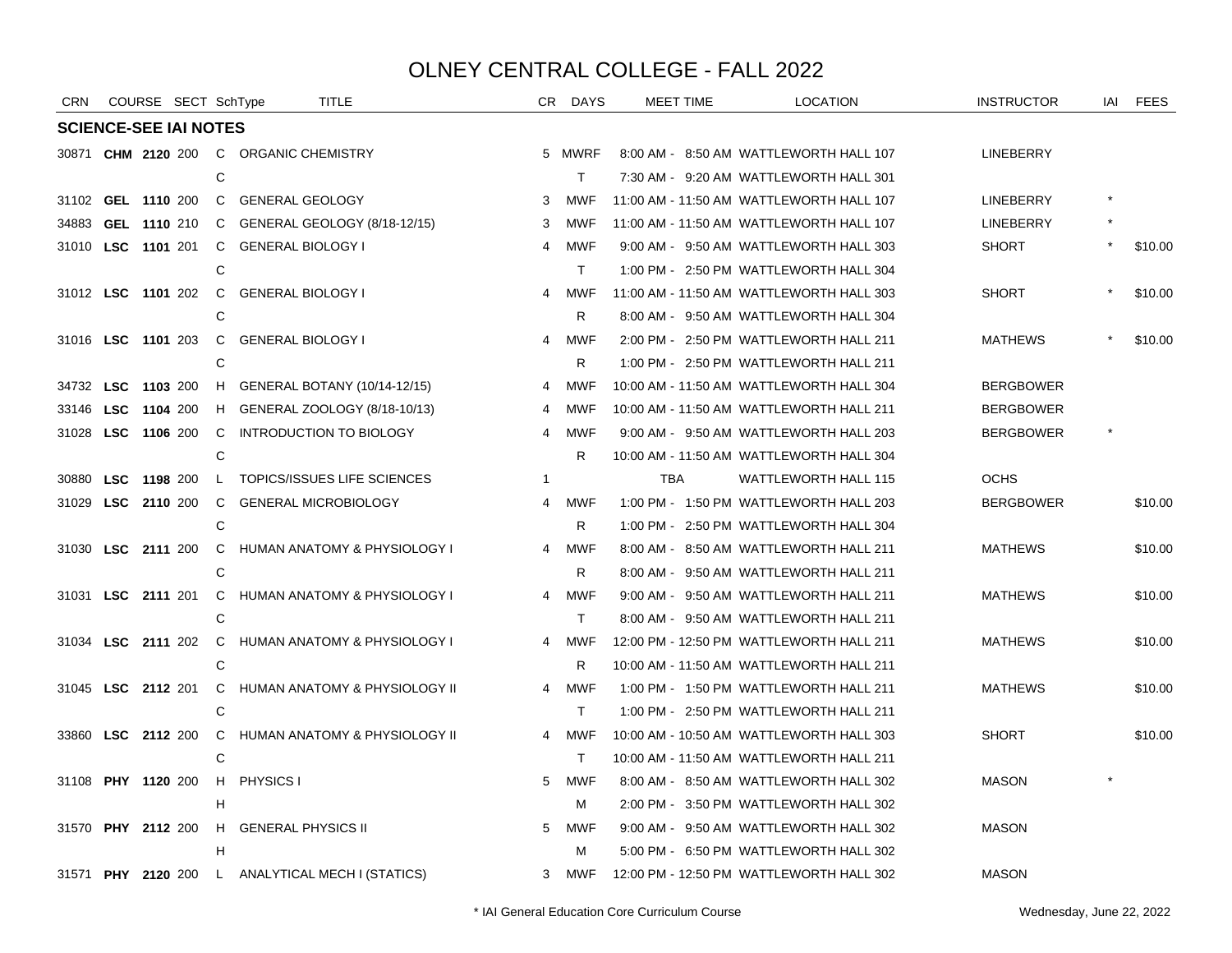# OLNEY CENTRAL COLLEGE - FALL 2022

| CRN | COURSE | SECT | SchType | TITLE | CR | DAYS | MEET TIME | LOCATION | INSTRUCTOR | IAI | FEES |
|---|---|---|---|---|---|---|---|---|---|---|---|
| **SCIENCE-SEE IAI NOTES** | | | | | | | | | | | |
| 30871 | **CHM 2120** | 200 | C | ORGANIC CHEMISTRY | 5 | MWRF | 8:00 AM - 8:50 AM | WATTLEWORTH HALL 107 | LINEBERRY | | |
| | | | C | | | T | 7:30 AM - 9:20 AM | WATTLEWORTH HALL 301 | | | |
| 31102 | **GEL 1110** | 200 | C | GENERAL GEOLOGY | 3 | MWF | 11:00 AM - 11:50 AM | WATTLEWORTH HALL 107 | LINEBERRY | * | |
| 34883 | **GEL 1110** | 210 | C | GENERAL GEOLOGY (8/18-12/15) | 3 | MWF | 11:00 AM - 11:50 AM | WATTLEWORTH HALL 107 | LINEBERRY | * | |
| 31010 | **LSC 1101** | 201 | C | GENERAL BIOLOGY I | 4 | MWF | 9:00 AM - 9:50 AM | WATTLEWORTH HALL 303 | SHORT | * | $10.00 |
| | | | C | | | T | 1:00 PM - 2:50 PM | WATTLEWORTH HALL 304 | | | |
| 31012 | **LSC 1101** | 202 | C | GENERAL BIOLOGY I | 4 | MWF | 11:00 AM - 11:50 AM | WATTLEWORTH HALL 303 | SHORT | * | $10.00 |
| | | | C | | | R | 8:00 AM - 9:50 AM | WATTLEWORTH HALL 304 | | | |
| 31016 | **LSC 1101** | 203 | C | GENERAL BIOLOGY I | 4 | MWF | 2:00 PM - 2:50 PM | WATTLEWORTH HALL 211 | MATHEWS | * | $10.00 |
| | | | C | | | R | 1:00 PM - 2:50 PM | WATTLEWORTH HALL 211 | | | |
| 34732 | **LSC 1103** | 200 | H | GENERAL BOTANY (10/14-12/15) | 4 | MWF | 10:00 AM - 11:50 AM | WATTLEWORTH HALL 304 | BERGBOWER | | |
| 33146 | **LSC 1104** | 200 | H | GENERAL ZOOLOGY (8/18-10/13) | 4 | MWF | 10:00 AM - 11:50 AM | WATTLEWORTH HALL 211 | BERGBOWER | | |
| 31028 | **LSC 1106** | 200 | C | INTRODUCTION TO BIOLOGY | 4 | MWF | 9:00 AM - 9:50 AM | WATTLEWORTH HALL 203 | BERGBOWER | * | |
| | | | C | | | R | 10:00 AM - 11:50 AM | WATTLEWORTH HALL 304 | | | |
| 30880 | **LSC 1198** | 200 | L | TOPICS/ISSUES LIFE SCIENCES | 1 | | TBA | WATTLEWORTH HALL 115 | OCHS | | |
| 31029 | **LSC 2110** | 200 | C | GENERAL MICROBIOLOGY | 4 | MWF | 1:00 PM - 1:50 PM | WATTLEWORTH HALL 203 | BERGBOWER | | $10.00 |
| | | | C | | | R | 1:00 PM - 2:50 PM | WATTLEWORTH HALL 304 | | | |
| 31030 | **LSC 2111** | 200 | C | HUMAN ANATOMY & PHYSIOLOGY I | 4 | MWF | 8:00 AM - 8:50 AM | WATTLEWORTH HALL 211 | MATHEWS | | $10.00 |
| | | | C | | | R | 8:00 AM - 9:50 AM | WATTLEWORTH HALL 211 | | | |
| 31031 | **LSC 2111** | 201 | C | HUMAN ANATOMY & PHYSIOLOGY I | 4 | MWF | 9:00 AM - 9:50 AM | WATTLEWORTH HALL 211 | MATHEWS | | $10.00 |
| | | | C | | | T | 8:00 AM - 9:50 AM | WATTLEWORTH HALL 211 | | | |
| 31034 | **LSC 2111** | 202 | C | HUMAN ANATOMY & PHYSIOLOGY I | 4 | MWF | 12:00 PM - 12:50 PM | WATTLEWORTH HALL 211 | MATHEWS | | $10.00 |
| | | | C | | | R | 10:00 AM - 11:50 AM | WATTLEWORTH HALL 211 | | | |
| 31045 | **LSC 2112** | 201 | C | HUMAN ANATOMY & PHYSIOLOGY II | 4 | MWF | 1:00 PM - 1:50 PM | WATTLEWORTH HALL 211 | MATHEWS | | $10.00 |
| | | | C | | | T | 1:00 PM - 2:50 PM | WATTLEWORTH HALL 211 | | | |
| 33860 | **LSC 2112** | 200 | C | HUMAN ANATOMY & PHYSIOLOGY II | 4 | MWF | 10:00 AM - 10:50 AM | WATTLEWORTH HALL 303 | SHORT | | $10.00 |
| | | | C | | | T | 10:00 AM - 11:50 AM | WATTLEWORTH HALL 211 | | | |
| 31108 | **PHY 1120** | 200 | H | PHYSICS I | 5 | MWF | 8:00 AM - 8:50 AM | WATTLEWORTH HALL 302 | MASON | * | |
| | | | H | | | M | 2:00 PM - 3:50 PM | WATTLEWORTH HALL 302 | | | |
| 31570 | **PHY 2112** | 200 | H | GENERAL PHYSICS II | 5 | MWF | 9:00 AM - 9:50 AM | WATTLEWORTH HALL 302 | MASON | | |
| | | | H | | | M | 5:00 PM - 6:50 PM | WATTLEWORTH HALL 302 | | | |
| 31571 | **PHY 2120** | 200 | L | ANALYTICAL MECH I (STATICS) | 3 | MWF | 12:00 PM - 12:50 PM | WATTLEWORTH HALL 302 | MASON | | |

* IAI General Education Core Curriculum Course

Wednesday, June 22, 2022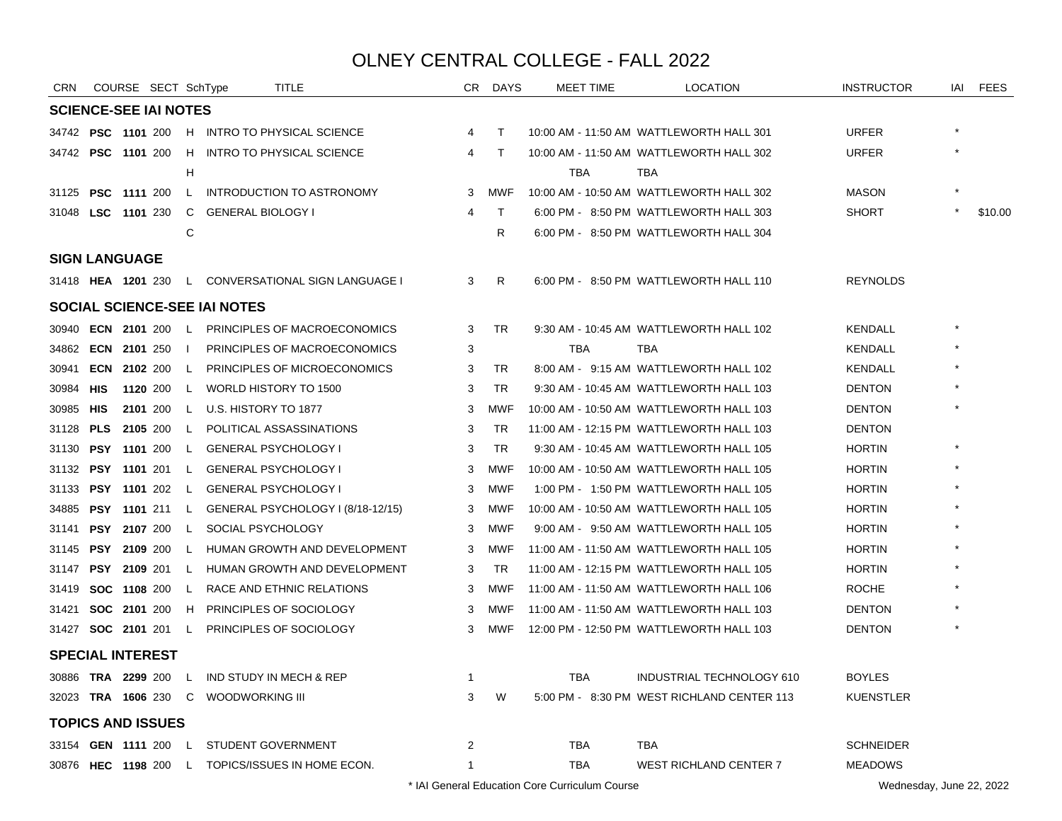# OLNEY CENTRAL COLLEGE - FALL 2022

| CRN | COURSE | | SECT | SchType | TITLE | CR | DAYS | MEET TIME | LOCATION | INSTRUCTOR | IAI | FEES |
|---|---|---|---|---|---|---|---|---|---|---|---|---|
| **SCIENCE-SEE IAI NOTES** | | | | | | | | | | | | |
| 34742 | **PSC** | **1101** | 200 | H | INTRO TO PHYSICAL SCIENCE | 4 | T | 10:00 AM - 11:50 AM | WATTLEWORTH HALL 301 | URFER | * | |
| 34742 | **PSC** | **1101** | 200 | H | INTRO TO PHYSICAL SCIENCE | 4 | T | 10:00 AM - 11:50 AM | WATTLEWORTH HALL 302 | URFER | * | |
| | | | | H | | | | TBA | TBA | | | |
| 31125 | **PSC** | **1111** | 200 | L | INTRODUCTION TO ASTRONOMY | 3 | MWF | 10:00 AM - 10:50 AM | WATTLEWORTH HALL 302 | MASON | * | |
| 31048 | **LSC** | **1101** | 230 | C | GENERAL BIOLOGY I | 4 | T | 6:00 PM - 8:50 PM | WATTLEWORTH HALL 303 | SHORT | * | $10.00 |
| | | | | C | | | R | 6:00 PM - 8:50 PM | WATTLEWORTH HALL 304 | | | |
| **SIGN LANGUAGE** | | | | | | | | | | | | |
| 31418 | **HEA** | **1201** | 230 | L | CONVERSATIONAL SIGN LANGUAGE I | 3 | R | 6:00 PM - 8:50 PM | WATTLEWORTH HALL 110 | REYNOLDS | | |
| **SOCIAL SCIENCE-SEE IAI NOTES** | | | | | | | | | | | | |
| 30940 | **ECN** | **2101** | 200 | L | PRINCIPLES OF MACROECONOMICS | 3 | TR | 9:30 AM - 10:45 AM | WATTLEWORTH HALL 102 | KENDALL | * | |
| 34862 | **ECN** | **2101** | 250 | I | PRINCIPLES OF MACROECONOMICS | 3 | | TBA | TBA | KENDALL | * | |
| 30941 | **ECN** | **2102** | 200 | L | PRINCIPLES OF MICROECONOMICS | 3 | TR | 8:00 AM - 9:15 AM | WATTLEWORTH HALL 102 | KENDALL | * | |
| 30984 | **HIS** | **1120** | 200 | L | WORLD HISTORY TO 1500 | 3 | TR | 9:30 AM - 10:45 AM | WATTLEWORTH HALL 103 | DENTON | * | |
| 30985 | **HIS** | **2101** | 200 | L | U.S. HISTORY TO 1877 | 3 | MWF | 10:00 AM - 10:50 AM | WATTLEWORTH HALL 103 | DENTON | * | |
| 31128 | **PLS** | **2105** | 200 | L | POLITICAL ASSASSINATIONS | 3 | TR | 11:00 AM - 12:15 PM | WATTLEWORTH HALL 103 | DENTON | | |
| 31130 | **PSY** | **1101** | 200 | L | GENERAL PSYCHOLOGY I | 3 | TR | 9:30 AM - 10:45 AM | WATTLEWORTH HALL 105 | HORTIN | * | |
| 31132 | **PSY** | **1101** | 201 | L | GENERAL PSYCHOLOGY I | 3 | MWF | 10:00 AM - 10:50 AM | WATTLEWORTH HALL 105 | HORTIN | * | |
| 31133 | **PSY** | **1101** | 202 | L | GENERAL PSYCHOLOGY I | 3 | MWF | 1:00 PM - 1:50 PM | WATTLEWORTH HALL 105 | HORTIN | * | |
| 34885 | **PSY** | **1101** | 211 | L | GENERAL PSYCHOLOGY I (8/18-12/15) | 3 | MWF | 10:00 AM - 10:50 AM | WATTLEWORTH HALL 105 | HORTIN | * | |
| 31141 | **PSY** | **2107** | 200 | L | SOCIAL PSYCHOLOGY | 3 | MWF | 9:00 AM - 9:50 AM | WATTLEWORTH HALL 105 | HORTIN | * | |
| 31145 | **PSY** | **2109** | 200 | L | HUMAN GROWTH AND DEVELOPMENT | 3 | MWF | 11:00 AM - 11:50 AM | WATTLEWORTH HALL 105 | HORTIN | * | |
| 31147 | **PSY** | **2109** | 201 | L | HUMAN GROWTH AND DEVELOPMENT | 3 | TR | 11:00 AM - 12:15 PM | WATTLEWORTH HALL 105 | HORTIN | * | |
| 31419 | **SOC** | **1108** | 200 | L | RACE AND ETHNIC RELATIONS | 3 | MWF | 11:00 AM - 11:50 AM | WATTLEWORTH HALL 106 | ROCHE | * | |
| 31421 | **SOC** | **2101** | 200 | H | PRINCIPLES OF SOCIOLOGY | 3 | MWF | 11:00 AM - 11:50 AM | WATTLEWORTH HALL 103 | DENTON | * | |
| 31427 | **SOC** | **2101** | 201 | L | PRINCIPLES OF SOCIOLOGY | 3 | MWF | 12:00 PM - 12:50 PM | WATTLEWORTH HALL 103 | DENTON | * | |
| **SPECIAL INTEREST** | | | | | | | | | | | | |
| 30886 | **TRA** | **2299** | 200 | L | IND STUDY IN MECH & REP | 1 | | TBA | INDUSTRIAL TECHNOLOGY 610 | BOYLES | | |
| 32023 | **TRA** | **1606** | 230 | C | WOODWORKING III | 3 | W | 5:00 PM - 8:30 PM | WEST RICHLAND CENTER 113 | KUENSTLER | | |
| **TOPICS AND ISSUES** | | | | | | | | | | | | |
| 33154 | **GEN** | **1111** | 200 | L | STUDENT GOVERNMENT | 2 | | TBA | TBA | SCHNEIDER | | |
| 30876 | **HEC** | **1198** | 200 | L | TOPICS/ISSUES IN HOME ECON. | 1 | | TBA | WEST RICHLAND CENTER 7 | MEADOWS | | |

\* IAI General Education Core Curriculum Course

Wednesday, June 22, 2022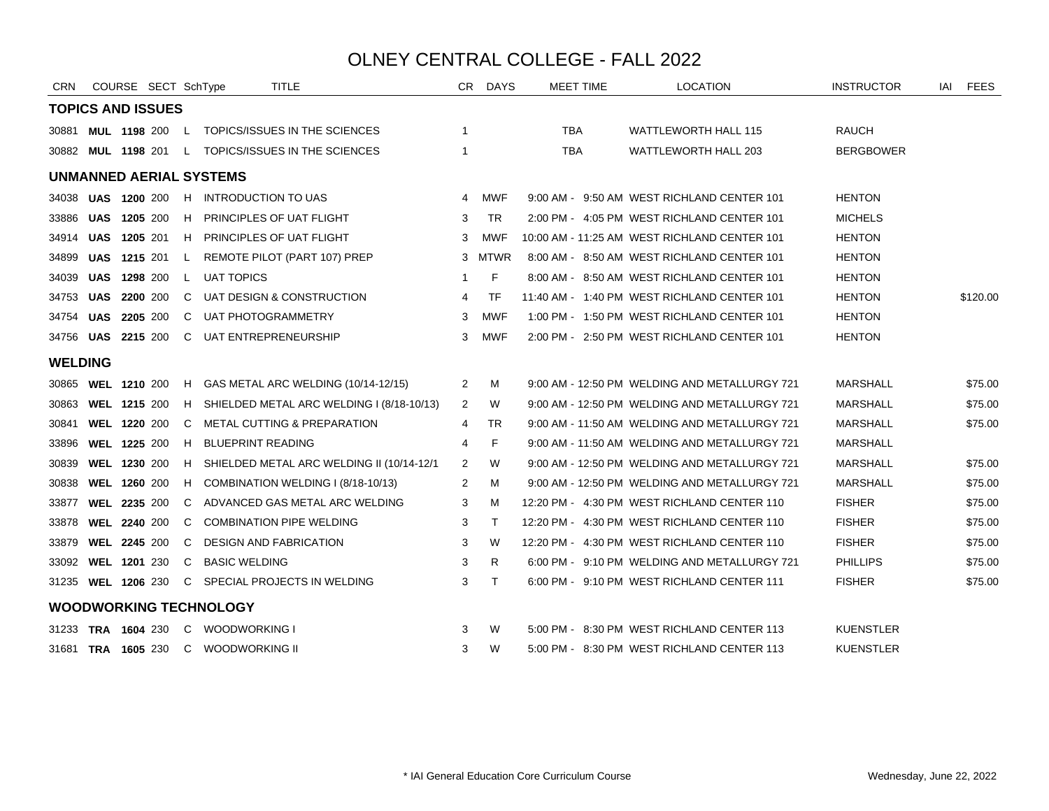# OLNEY CENTRAL COLLEGE - FALL 2022

| CRN | COURSE | | SECT | SchType | TITLE | CR | DAYS | MEET TIME | LOCATION | INSTRUCTOR | IAI | FEES |
|---|---|---|---|---|---|---|---|---|---|---|---|---|
| **TOPICS AND ISSUES** | | | | | | | | | | | | |
| 30881 | **MUL** | **1198** | 200 | L | TOPICS/ISSUES IN THE SCIENCES | 1 | | TBA | WATTLEWORTH HALL 115 | RAUCH | | |
| 30882 | **MUL** | **1198** | 201 | L | TOPICS/ISSUES IN THE SCIENCES | 1 | | TBA | WATTLEWORTH HALL 203 | BERGBOWER | | |
| **UNMANNED AERIAL SYSTEMS** | | | | | | | | | | | | |
| 34038 | **UAS** | **1200** | 200 | H | INTRODUCTION TO UAS | 4 | MWF | 9:00 AM - 9:50 AM | WEST RICHLAND CENTER 101 | HENTON | | |
| 33886 | **UAS** | **1205** | 200 | H | PRINCIPLES OF UAT FLIGHT | 3 | TR | 2:00 PM - 4:05 PM | WEST RICHLAND CENTER 101 | MICHELS | | |
| 34914 | **UAS** | **1205** | 201 | H | PRINCIPLES OF UAT FLIGHT | 3 | MWF | 10:00 AM - 11:25 AM | WEST RICHLAND CENTER 101 | HENTON | | |
| 34899 | **UAS** | **1215** | 201 | L | REMOTE PILOT (PART 107) PREP | 3 | MTWR | 8:00 AM - 8:50 AM | WEST RICHLAND CENTER 101 | HENTON | | |
| 34039 | **UAS** | **1298** | 200 | L | UAT TOPICS | 1 | F | 8:00 AM - 8:50 AM | WEST RICHLAND CENTER 101 | HENTON | | |
| 34753 | **UAS** | **2200** | 200 | C | UAT DESIGN & CONSTRUCTION | 4 | TF | 11:40 AM - 1:40 PM | WEST RICHLAND CENTER 101 | HENTON | | $120.00 |
| 34754 | **UAS** | **2205** | 200 | C | UAT PHOTOGRAMMETRY | 3 | MWF | 1:00 PM - 1:50 PM | WEST RICHLAND CENTER 101 | HENTON | | |
| 34756 | **UAS** | **2215** | 200 | C | UAT ENTREPRENEURSHIP | 3 | MWF | 2:00 PM - 2:50 PM | WEST RICHLAND CENTER 101 | HENTON | | |
| **WELDING** | | | | | | | | | | | | |
| 30865 | **WEL** | **1210** | 200 | H | GAS METAL ARC WELDING (10/14-12/15) | 2 | M | 9:00 AM - 12:50 PM | WELDING AND METALLURGY 721 | MARSHALL | | $75.00 |
| 30863 | **WEL** | **1215** | 200 | H | SHIELDED METAL ARC WELDING I (8/18-10/13) | 2 | W | 9:00 AM - 12:50 PM | WELDING AND METALLURGY 721 | MARSHALL | | $75.00 |
| 30841 | **WEL** | **1220** | 200 | C | METAL CUTTING & PREPARATION | 4 | TR | 9:00 AM - 11:50 AM | WELDING AND METALLURGY 721 | MARSHALL | | $75.00 |
| 33896 | **WEL** | **1225** | 200 | H | BLUEPRINT READING | 4 | F | 9:00 AM - 11:50 AM | WELDING AND METALLURGY 721 | MARSHALL | | |
| 30839 | **WEL** | **1230** | 200 | H | SHIELDED METAL ARC WELDING II (10/14-12/1 | 2 | W | 9:00 AM - 12:50 PM | WELDING AND METALLURGY 721 | MARSHALL | | $75.00 |
| 30838 | **WEL** | **1260** | 200 | H | COMBINATION WELDING I (8/18-10/13) | 2 | M | 9:00 AM - 12:50 PM | WELDING AND METALLURGY 721 | MARSHALL | | $75.00 |
| 33877 | **WEL** | **2235** | 200 | C | ADVANCED GAS METAL ARC WELDING | 3 | M | 12:20 PM - 4:30 PM | WEST RICHLAND CENTER 110 | FISHER | | $75.00 |
| 33878 | **WEL** | **2240** | 200 | C | COMBINATION PIPE WELDING | 3 | T | 12:20 PM - 4:30 PM | WEST RICHLAND CENTER 110 | FISHER | | $75.00 |
| 33879 | **WEL** | **2245** | 200 | C | DESIGN AND FABRICATION | 3 | W | 12:20 PM - 4:30 PM | WEST RICHLAND CENTER 110 | FISHER | | $75.00 |
| 33092 | **WEL** | **1201** | 230 | C | BASIC WELDING | 3 | R | 6:00 PM - 9:10 PM | WELDING AND METALLURGY 721 | PHILLIPS | | $75.00 |
| 31235 | **WEL** | **1206** | 230 | C | SPECIAL PROJECTS IN WELDING | 3 | T | 6:00 PM - 9:10 PM | WEST RICHLAND CENTER 111 | FISHER | | $75.00 |
| **WOODWORKING TECHNOLOGY** | | | | | | | | | | | | |
| 31233 | **TRA** | **1604** | 230 | C | WOODWORKING I | 3 | W | 5:00 PM - 8:30 PM | WEST RICHLAND CENTER 113 | KUENSTLER | | |
| 31681 | **TRA** | **1605** | 230 | C | WOODWORKING II | 3 | W | 5:00 PM - 8:30 PM | WEST RICHLAND CENTER 113 | KUENSTLER | | |

* IAI General Education Core Curriculum Course

Wednesday, June 22, 2022